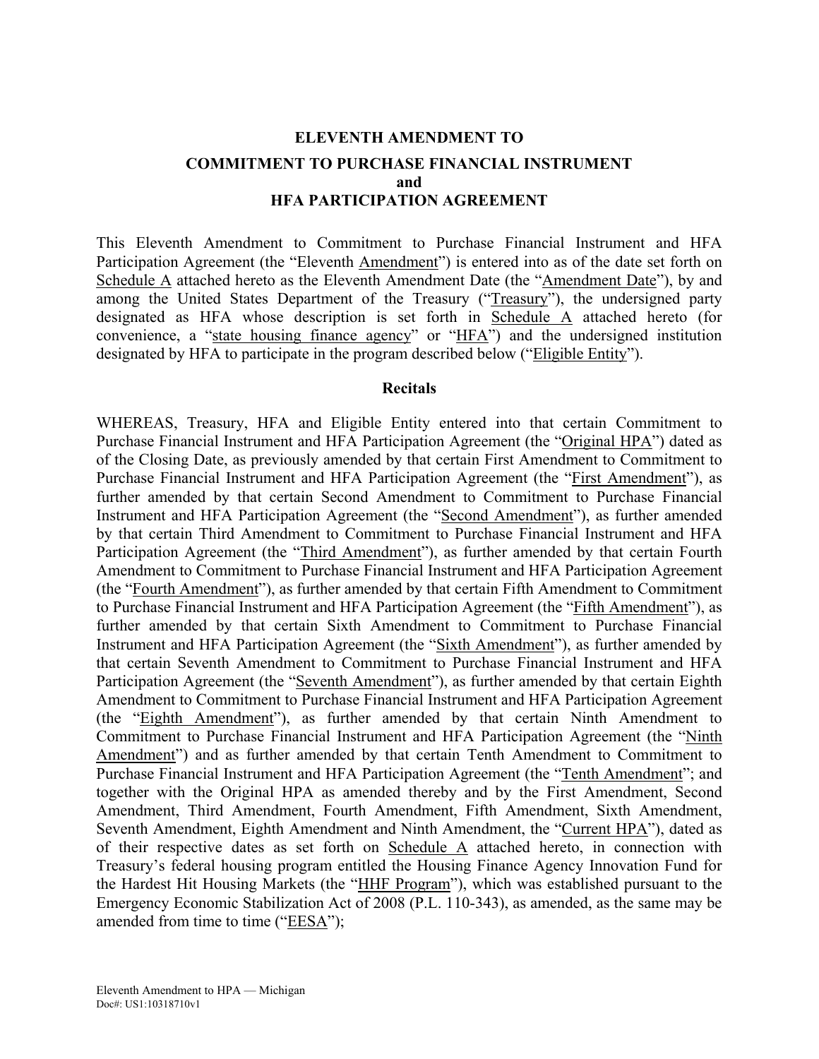**ELEVENTH AMENDMENT TO**

**COMMITMENT TO PURCHASE FINANCIAL INSTRUMENT**
**and**
**HFA PARTICIPATION AGREEMENT**

This Eleventh Amendment to Commitment to Purchase Financial Instrument and HFA Participation Agreement (the "Eleventh Amendment") is entered into as of the date set forth on Schedule A attached hereto as the Eleventh Amendment Date (the "Amendment Date"), by and among the United States Department of the Treasury ("Treasury"), the undersigned party designated as HFA whose description is set forth in Schedule A attached hereto (for convenience, a "state housing finance agency" or "HFA") and the undersigned institution designated by HFA to participate in the program described below ("Eligible Entity").

**Recitals**

WHEREAS, Treasury, HFA and Eligible Entity entered into that certain Commitment to Purchase Financial Instrument and HFA Participation Agreement (the "Original HPA") dated as of the Closing Date, as previously amended by that certain First Amendment to Commitment to Purchase Financial Instrument and HFA Participation Agreement (the "First Amendment"), as further amended by that certain Second Amendment to Commitment to Purchase Financial Instrument and HFA Participation Agreement (the "Second Amendment"), as further amended by that certain Third Amendment to Commitment to Purchase Financial Instrument and HFA Participation Agreement (the "Third Amendment"), as further amended by that certain Fourth Amendment to Commitment to Purchase Financial Instrument and HFA Participation Agreement (the "Fourth Amendment"), as further amended by that certain Fifth Amendment to Commitment to Purchase Financial Instrument and HFA Participation Agreement (the "Fifth Amendment"), as further amended by that certain Sixth Amendment to Commitment to Purchase Financial Instrument and HFA Participation Agreement (the "Sixth Amendment"), as further amended by that certain Seventh Amendment to Commitment to Purchase Financial Instrument and HFA Participation Agreement (the "Seventh Amendment"), as further amended by that certain Eighth Amendment to Commitment to Purchase Financial Instrument and HFA Participation Agreement (the "Eighth Amendment"), as further amended by that certain Ninth Amendment to Commitment to Purchase Financial Instrument and HFA Participation Agreement (the "Ninth Amendment") and as further amended by that certain Tenth Amendment to Commitment to Purchase Financial Instrument and HFA Participation Agreement (the "Tenth Amendment"; and together with the Original HPA as amended thereby and by the First Amendment, Second Amendment, Third Amendment, Fourth Amendment, Fifth Amendment, Sixth Amendment, Seventh Amendment, Eighth Amendment and Ninth Amendment, the "Current HPA"), dated as of their respective dates as set forth on Schedule A attached hereto, in connection with Treasury's federal housing program entitled the Housing Finance Agency Innovation Fund for the Hardest Hit Housing Markets (the "HHF Program"), which was established pursuant to the Emergency Economic Stabilization Act of 2008 (P.L. 110-343), as amended, as the same may be amended from time to time ("EESA");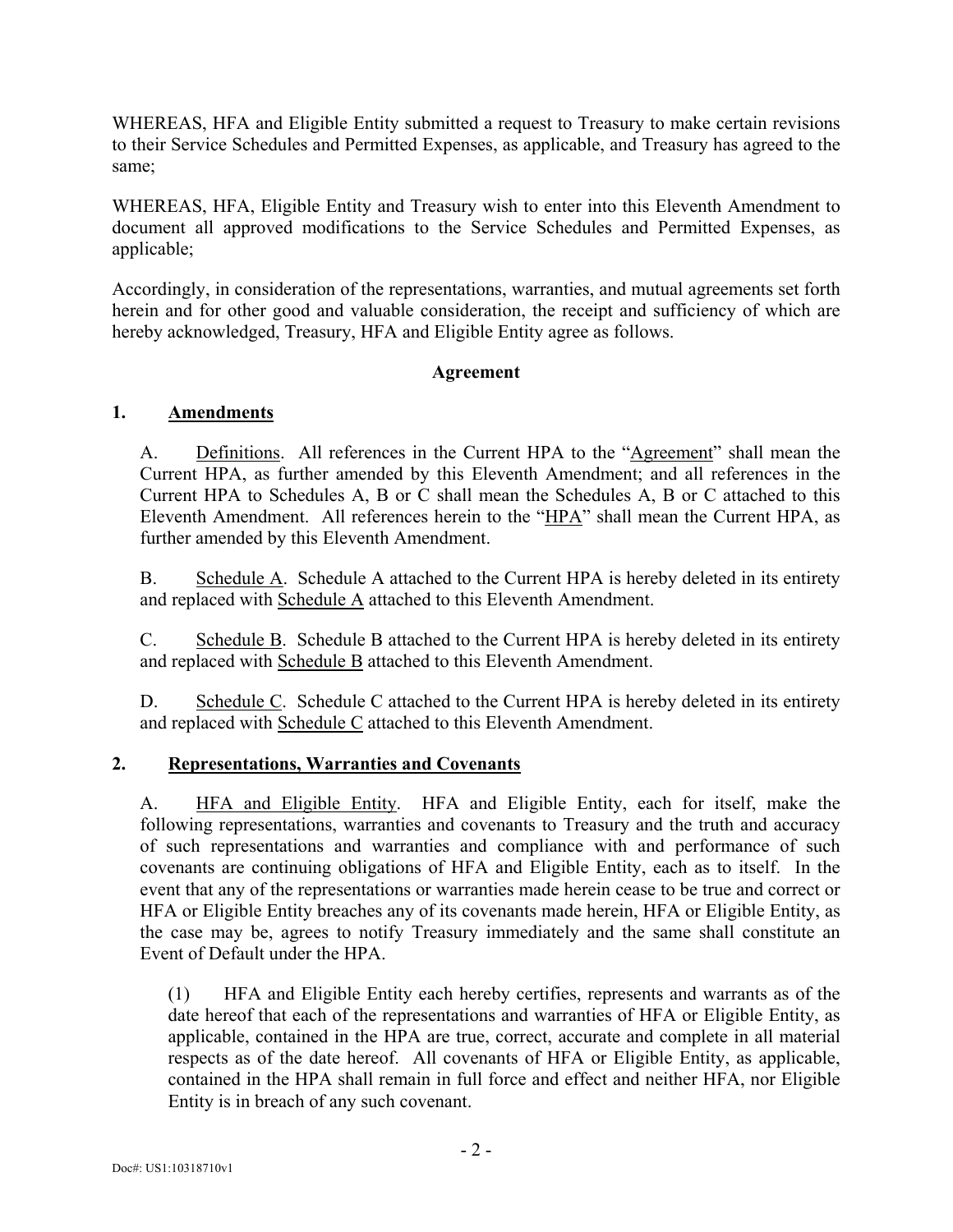WHEREAS, HFA and Eligible Entity submitted a request to Treasury to make certain revisions to their Service Schedules and Permitted Expenses, as applicable, and Treasury has agreed to the same;

WHEREAS, HFA, Eligible Entity and Treasury wish to enter into this Eleventh Amendment to document all approved modifications to the Service Schedules and Permitted Expenses, as applicable;

Accordingly, in consideration of the representations, warranties, and mutual agreements set forth herein and for other good and valuable consideration, the receipt and sufficiency of which are hereby acknowledged, Treasury, HFA and Eligible Entity agree as follows.

**Agreement**

**1. Amendments**

A. Definitions. All references in the Current HPA to the "Agreement" shall mean the Current HPA, as further amended by this Eleventh Amendment; and all references in the Current HPA to Schedules A, B or C shall mean the Schedules A, B or C attached to this Eleventh Amendment. All references herein to the "HPA" shall mean the Current HPA, as further amended by this Eleventh Amendment.

B. Schedule A. Schedule A attached to the Current HPA is hereby deleted in its entirety and replaced with Schedule A attached to this Eleventh Amendment.

C. Schedule B. Schedule B attached to the Current HPA is hereby deleted in its entirety and replaced with Schedule B attached to this Eleventh Amendment.

D. Schedule C. Schedule C attached to the Current HPA is hereby deleted in its entirety and replaced with Schedule C attached to this Eleventh Amendment.

**2. Representations, Warranties and Covenants**

A. HFA and Eligible Entity. HFA and Eligible Entity, each for itself, make the following representations, warranties and covenants to Treasury and the truth and accuracy of such representations and warranties and compliance with and performance of such covenants are continuing obligations of HFA and Eligible Entity, each as to itself. In the event that any of the representations or warranties made herein cease to be true and correct or HFA or Eligible Entity breaches any of its covenants made herein, HFA or Eligible Entity, as the case may be, agrees to notify Treasury immediately and the same shall constitute an Event of Default under the HPA.

(1) HFA and Eligible Entity each hereby certifies, represents and warrants as of the date hereof that each of the representations and warranties of HFA or Eligible Entity, as applicable, contained in the HPA are true, correct, accurate and complete in all material respects as of the date hereof. All covenants of HFA or Eligible Entity, as applicable, contained in the HPA shall remain in full force and effect and neither HFA, nor Eligible Entity is in breach of any such covenant.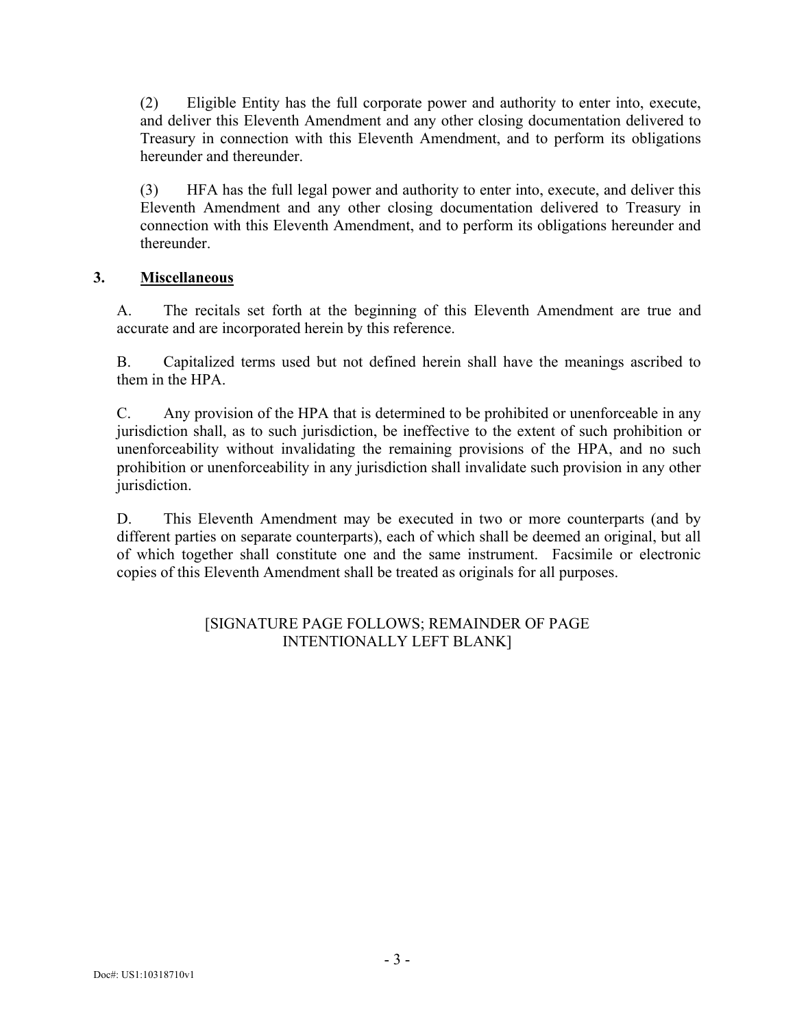(2) Eligible Entity has the full corporate power and authority to enter into, execute, and deliver this Eleventh Amendment and any other closing documentation delivered to Treasury in connection with this Eleventh Amendment, and to perform its obligations hereunder and thereunder.

(3) HFA has the full legal power and authority to enter into, execute, and deliver this Eleventh Amendment and any other closing documentation delivered to Treasury in connection with this Eleventh Amendment, and to perform its obligations hereunder and thereunder.

**3. Miscellaneous**

A. The recitals set forth at the beginning of this Eleventh Amendment are true and accurate and are incorporated herein by this reference.

B. Capitalized terms used but not defined herein shall have the meanings ascribed to them in the HPA.

C. Any provision of the HPA that is determined to be prohibited or unenforceable in any jurisdiction shall, as to such jurisdiction, be ineffective to the extent of such prohibition or unenforceability without invalidating the remaining provisions of the HPA, and no such prohibition or unenforceability in any jurisdiction shall invalidate such provision in any other jurisdiction.

D. This Eleventh Amendment may be executed in two or more counterparts (and by different parties on separate counterparts), each of which shall be deemed an original, but all of which together shall constitute one and the same instrument. Facsimile or electronic copies of this Eleventh Amendment shall be treated as originals for all purposes.

[SIGNATURE PAGE FOLLOWS; REMAINDER OF PAGE INTENTIONALLY LEFT BLANK]

Doc#: US1:10318710v1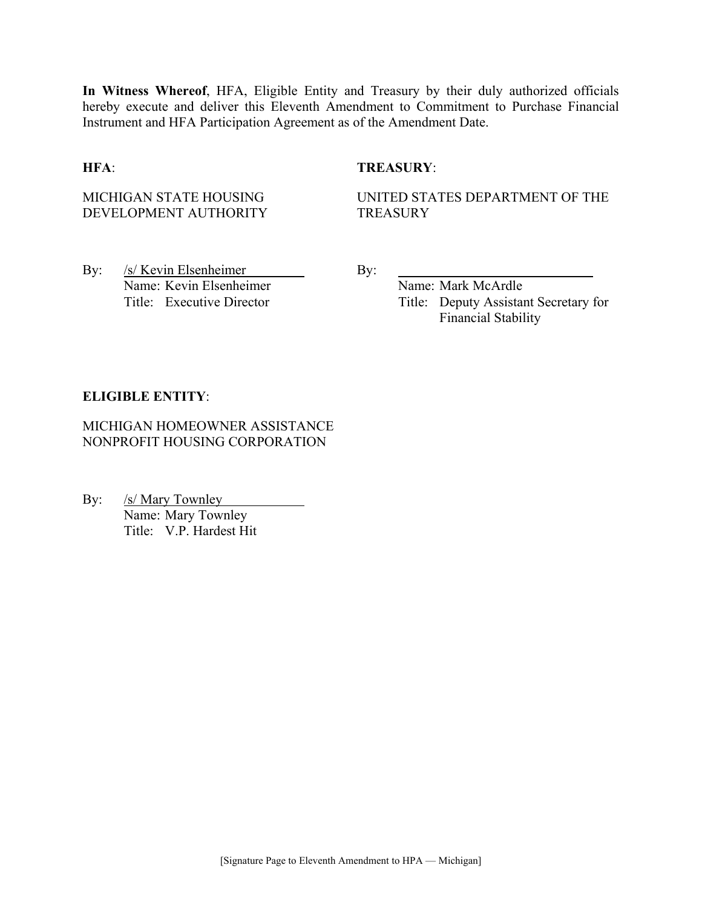**In Witness Whereof**, HFA, Eligible Entity and Treasury by their duly authorized officials hereby execute and deliver this Eleventh Amendment to Commitment to Purchase Financial Instrument and HFA Participation Agreement as of the Amendment Date.

**HFA**:

MICHIGAN STATE HOUSING DEVELOPMENT AUTHORITY

By: /s/ Kevin Elsenheimer
Name: Kevin Elsenheimer
Title: Executive Director

**TREASURY**:

UNITED STATES DEPARTMENT OF THE TREASURY

By: ____________________________
Name: Mark McArdle
Title: Deputy Assistant Secretary for Financial Stability

**ELIGIBLE ENTITY**:

MICHIGAN HOMEOWNER ASSISTANCE NONPROFIT HOUSING CORPORATION

By: /s/ Mary Townley
Name: Mary Townley
Title: V.P. Hardest Hit

[Signature Page to Eleventh Amendment to HPA — Michigan]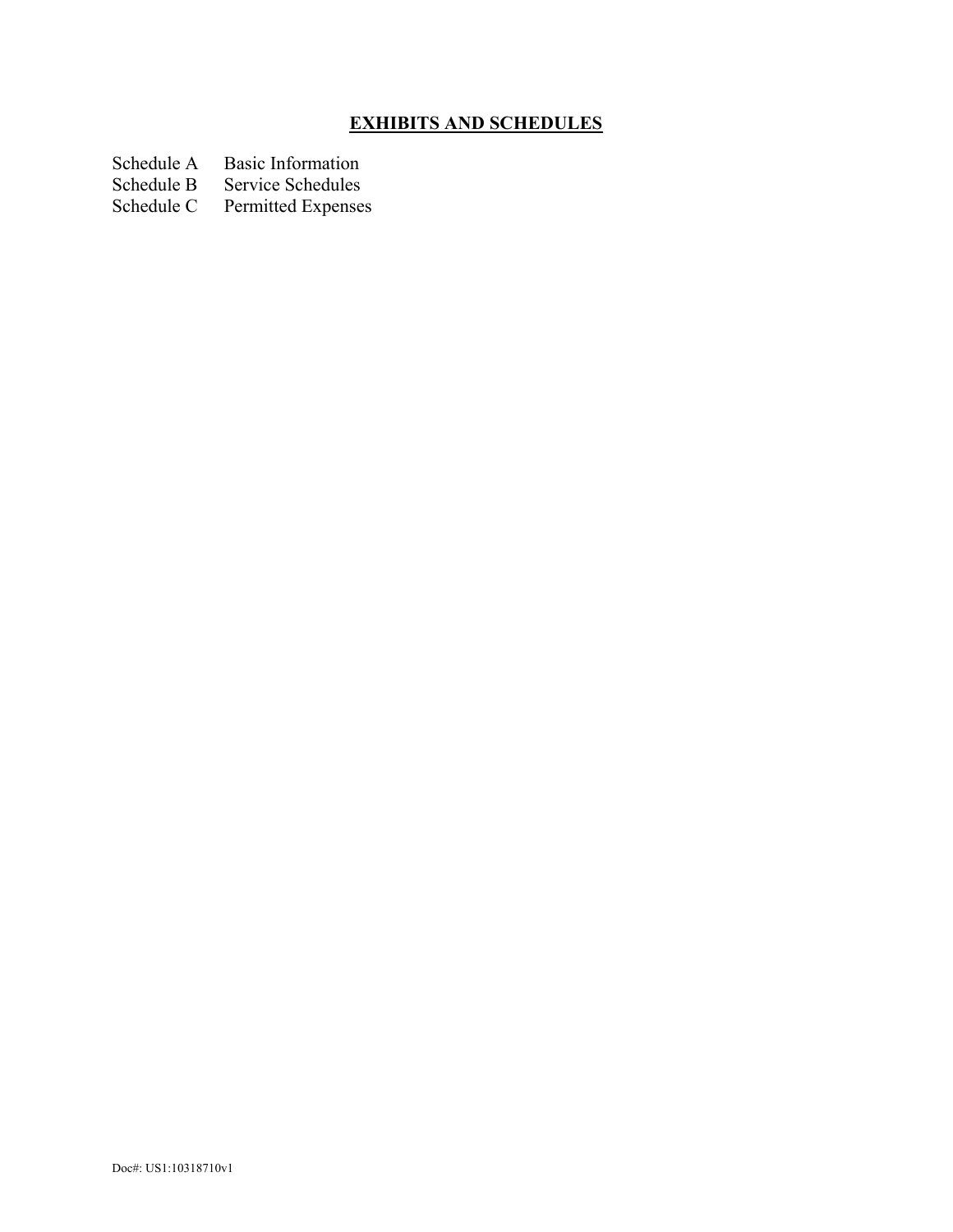## EXHIBITS AND SCHEDULES

| | |
|---|---|
| Schedule A | Basic Information |
| Schedule B | Service Schedules |
| Schedule C | Permitted Expenses |

Doc#: US1:10318710v1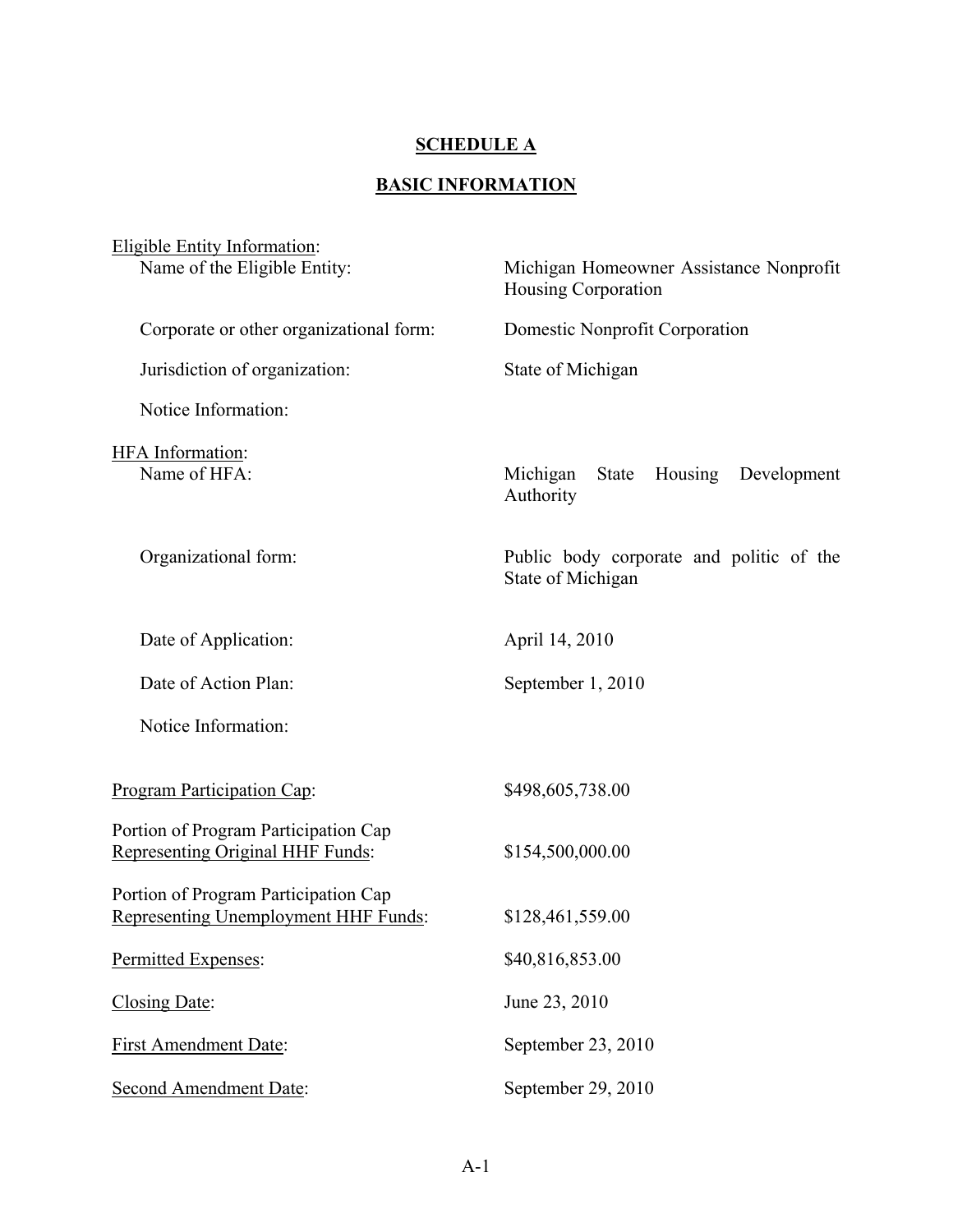## SCHEDULE A

## BASIC INFORMATION

| | |
|---|---|
| Eligible Entity Information: | |
| Name of the Eligible Entity: | Michigan Homeowner Assistance Nonprofit Housing Corporation |
| Corporate or other organizational form: | Domestic Nonprofit Corporation |
| Jurisdiction of organization: | State of Michigan |
| Notice Information: | |
| HFA Information: | |
| Name of HFA: | Michigan State Housing Development Authority |
| Organizational form: | Public body corporate and politic of the State of Michigan |
| Date of Application: | April 14, 2010 |
| Date of Action Plan: | September 1, 2010 |
| Notice Information: | |
| Program Participation Cap: | $498,605,738.00 |
| Portion of Program Participation Cap Representing Original HHF Funds: | $154,500,000.00 |
| Portion of Program Participation Cap Representing Unemployment HHF Funds: | $128,461,559.00 |
| Permitted Expenses: | $40,816,853.00 |
| Closing Date: | June 23, 2010 |
| First Amendment Date: | September 23, 2010 |
| Second Amendment Date: | September 29, 2010 |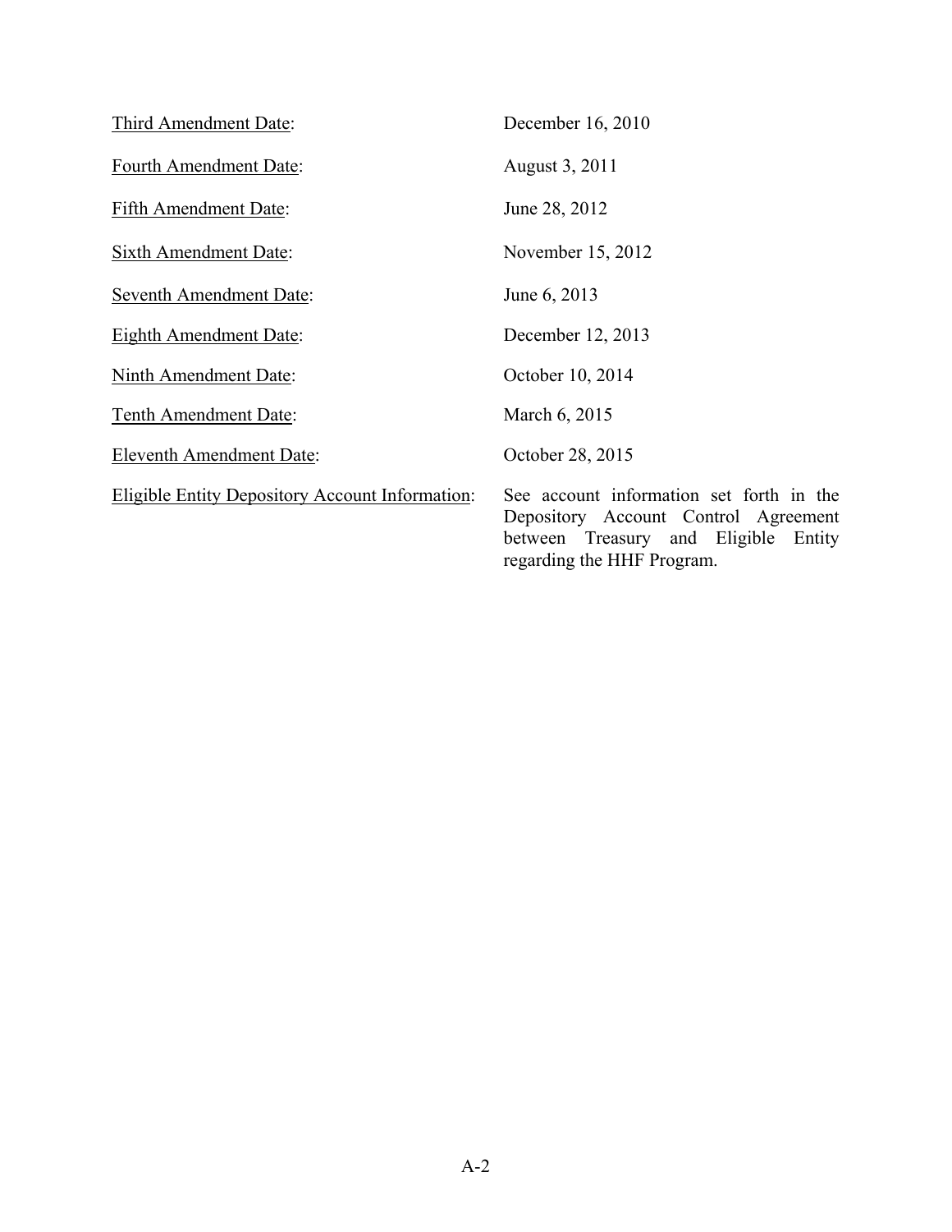<u>Third Amendment Date</u>: December 16, 2010

<u>Fourth Amendment Date</u>: August 3, 2011

<u>Fifth Amendment Date</u>: June 28, 2012

<u>Sixth Amendment Date</u>: November 15, 2012

<u>Seventh Amendment Date</u>: June 6, 2013

<u>Eighth Amendment Date</u>: December 12, 2013

<u>Ninth Amendment Date</u>: October 10, 2014

<u>Tenth Amendment Date</u>: March 6, 2015

<u>Eleventh Amendment Date</u>: October 28, 2015

<u>Eligible Entity Depository Account Information</u>: See account information set forth in the Depository Account Control Agreement between Treasury and Eligible Entity regarding the HHF Program.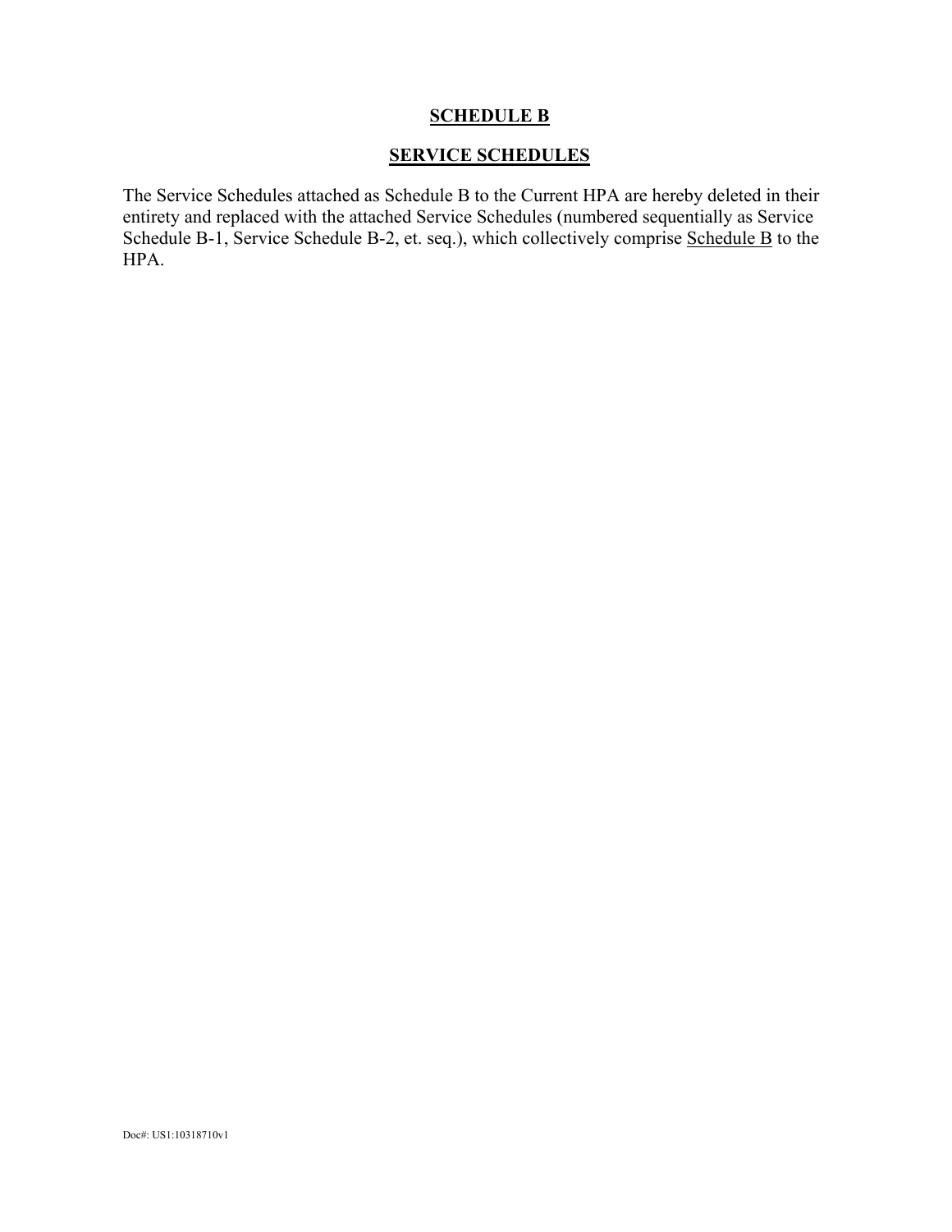# SCHEDULE B

## SERVICE SCHEDULES

The Service Schedules attached as Schedule B to the Current HPA are hereby deleted in their entirety and replaced with the attached Service Schedules (numbered sequentially as Service Schedule B-1, Service Schedule B-2, et. seq.), which collectively comprise Schedule B to the HPA.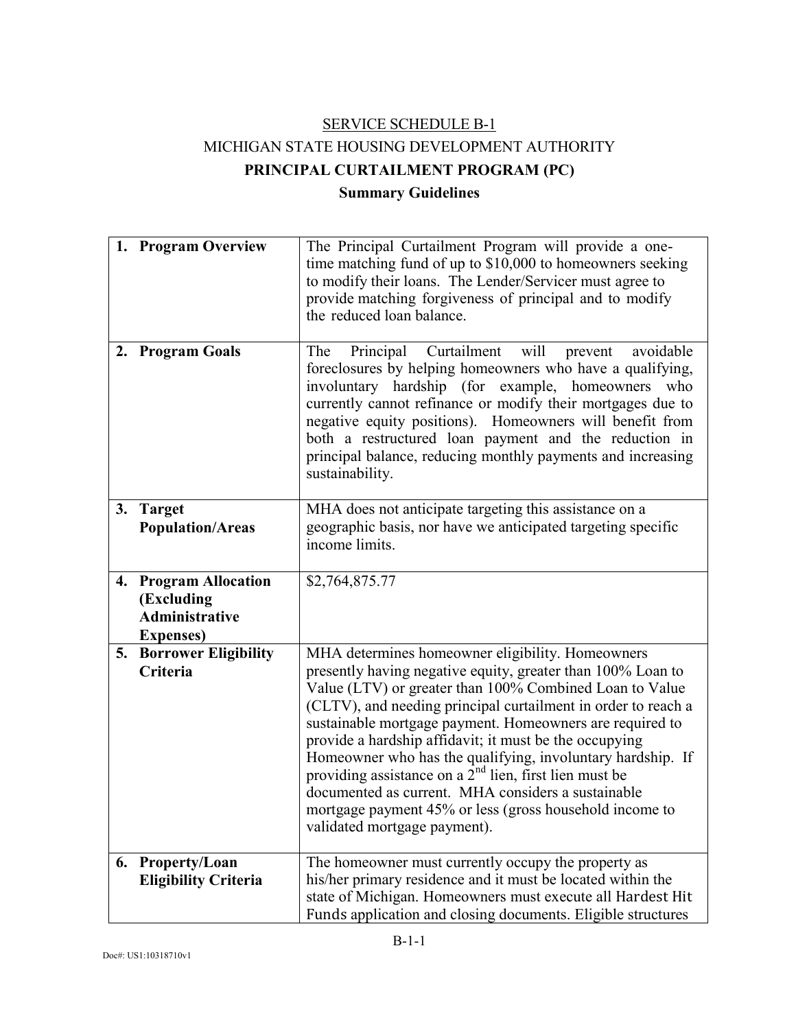SERVICE SCHEDULE B-1

MICHIGAN STATE HOUSING DEVELOPMENT AUTHORITY

**PRINCIPAL CURTAILMENT PROGRAM (PC)**

**Summary Guidelines**

| | |
|---|---|
| **1. Program Overview** | The Principal Curtailment Program will provide a one-time matching fund of up to $10,000 to homeowners seeking to modify their loans. The Lender/Servicer must agree to provide matching forgiveness of principal and to modify the reduced loan balance. |
| **2. Program Goals** | The Principal Curtailment will prevent avoidable foreclosures by helping homeowners who have a qualifying, involuntary hardship (for example, homeowners who currently cannot refinance or modify their mortgages due to negative equity positions). Homeowners will benefit from both a restructured loan payment and the reduction in principal balance, reducing monthly payments and increasing sustainability. |
| **3. Target Population/Areas** | MHA does not anticipate targeting this assistance on a geographic basis, nor have we anticipated targeting specific income limits. |
| **4. Program Allocation (Excluding Administrative Expenses)** | $2,764,875.77 |
| **5. Borrower Eligibility Criteria** | MHA determines homeowner eligibility. Homeowners presently having negative equity, greater than 100% Loan to Value (LTV) or greater than 100% Combined Loan to Value (CLTV), and needing principal curtailment in order to reach a sustainable mortgage payment. Homeowners are required to provide a hardship affidavit; it must be the occupying Homeowner who has the qualifying, involuntary hardship. If providing assistance on a 2nd lien, first lien must be documented as current. MHA considers a sustainable mortgage payment 45% or less (gross household income to validated mortgage payment). |
| **6. Property/Loan Eligibility Criteria** | The homeowner must currently occupy the property as his/her primary residence and it must be located within the state of Michigan. Homeowners must execute all Hardest Hit Funds application and closing documents. Eligible structures |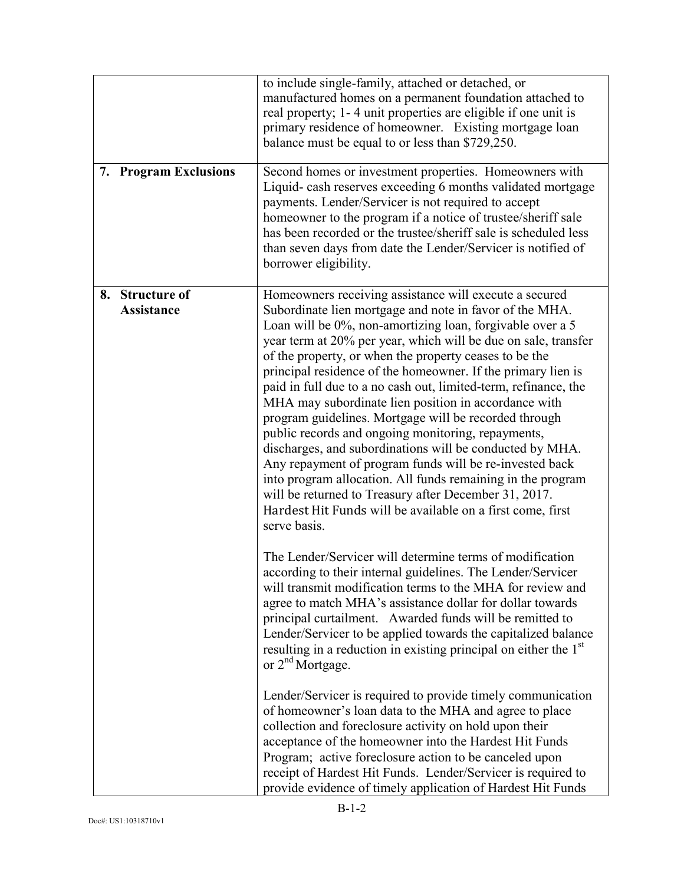| | |
|---|---|
| | to include single-family, attached or detached, or manufactured homes on a permanent foundation attached to real property; 1- 4 unit properties are eligible if one unit is primary residence of homeowner. Existing mortgage loan balance must be equal to or less than $729,250. |
| **7. Program Exclusions** | Second homes or investment properties. Homeowners with Liquid- cash reserves exceeding 6 months validated mortgage payments. Lender/Servicer is not required to accept homeowner to the program if a notice of trustee/sheriff sale has been recorded or the trustee/sheriff sale is scheduled less than seven days from date the Lender/Servicer is notified of borrower eligibility. |
| **8. Structure of Assistance** | Homeowners receiving assistance will execute a secured Subordinate lien mortgage and note in favor of the MHA. Loan will be 0%, non-amortizing loan, forgivable over a 5 year term at 20% per year, which will be due on sale, transfer of the property, or when the property ceases to be the principal residence of the homeowner. If the primary lien is paid in full due to a no cash out, limited-term, refinance, the MHA may subordinate lien position in accordance with program guidelines. Mortgage will be recorded through public records and ongoing monitoring, repayments, discharges, and subordinations will be conducted by MHA. Any repayment of program funds will be re-invested back into program allocation. All funds remaining in the program will be returned to Treasury after December 31, 2017. Hardest Hit Funds will be available on a first come, first serve basis.<br><br>The Lender/Servicer will determine terms of modification according to their internal guidelines. The Lender/Servicer will transmit modification terms to the MHA for review and agree to match MHA's assistance dollar for dollar towards principal curtailment. Awarded funds will be remitted to Lender/Servicer to be applied towards the capitalized balance resulting in a reduction in existing principal on either the 1st or 2nd Mortgage.<br><br>Lender/Servicer is required to provide timely communication of homeowner's loan data to the MHA and agree to place collection and foreclosure activity on hold upon their acceptance of the homeowner into the Hardest Hit Funds Program; active foreclosure action to be canceled upon receipt of Hardest Hit Funds. Lender/Servicer is required to provide evidence of timely application of Hardest Hit Funds |

B-1-2

Doc#: US1:10318710v1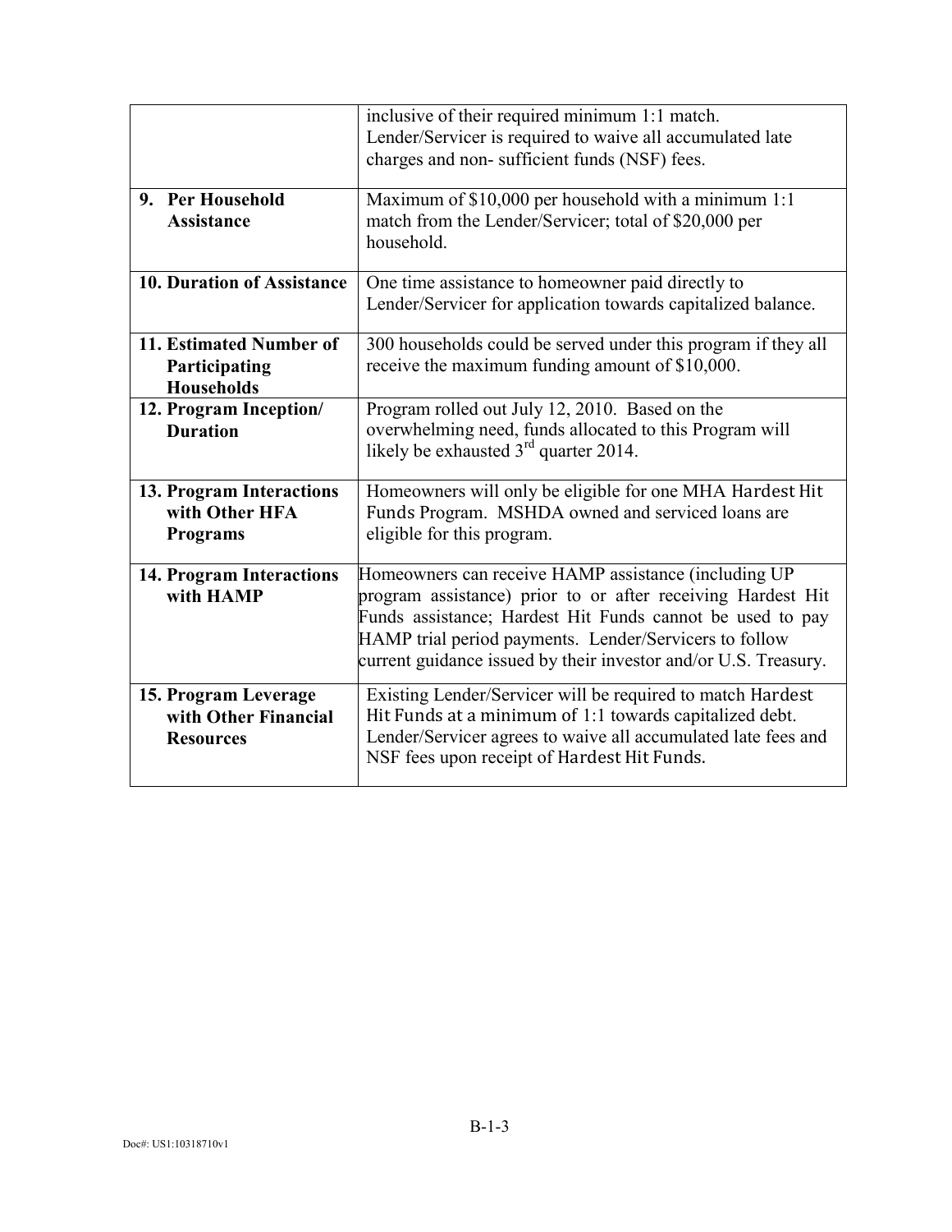| | |
|---|---|
| | inclusive of their required minimum 1:1 match. Lender/Servicer is required to waive all accumulated late charges and non- sufficient funds (NSF) fees. |
| **9. Per Household Assistance** | Maximum of $10,000 per household with a minimum 1:1 match from the Lender/Servicer; total of $20,000 per household. |
| **10. Duration of Assistance** | One time assistance to homeowner paid directly to Lender/Servicer for application towards capitalized balance. |
| **11. Estimated Number of Participating Households** | 300 households could be served under this program if they all receive the maximum funding amount of $10,000. |
| **12. Program Inception/ Duration** | Program rolled out July 12, 2010. Based on the overwhelming need, funds allocated to this Program will likely be exhausted 3rd quarter 2014. |
| **13. Program Interactions with Other HFA Programs** | Homeowners will only be eligible for one MHA Hardest Hit Funds Program. MSHDA owned and serviced loans are eligible for this program. |
| **14. Program Interactions with HAMP** | Homeowners can receive HAMP assistance (including UP program assistance) prior to or after receiving Hardest Hit Funds assistance; Hardest Hit Funds cannot be used to pay HAMP trial period payments. Lender/Servicers to follow current guidance issued by their investor and/or U.S. Treasury. |
| **15. Program Leverage with Other Financial Resources** | Existing Lender/Servicer will be required to match Hardest Hit Funds at a minimum of 1:1 towards capitalized debt. Lender/Servicer agrees to waive all accumulated late fees and NSF fees upon receipt of Hardest Hit Funds. |

B-1-3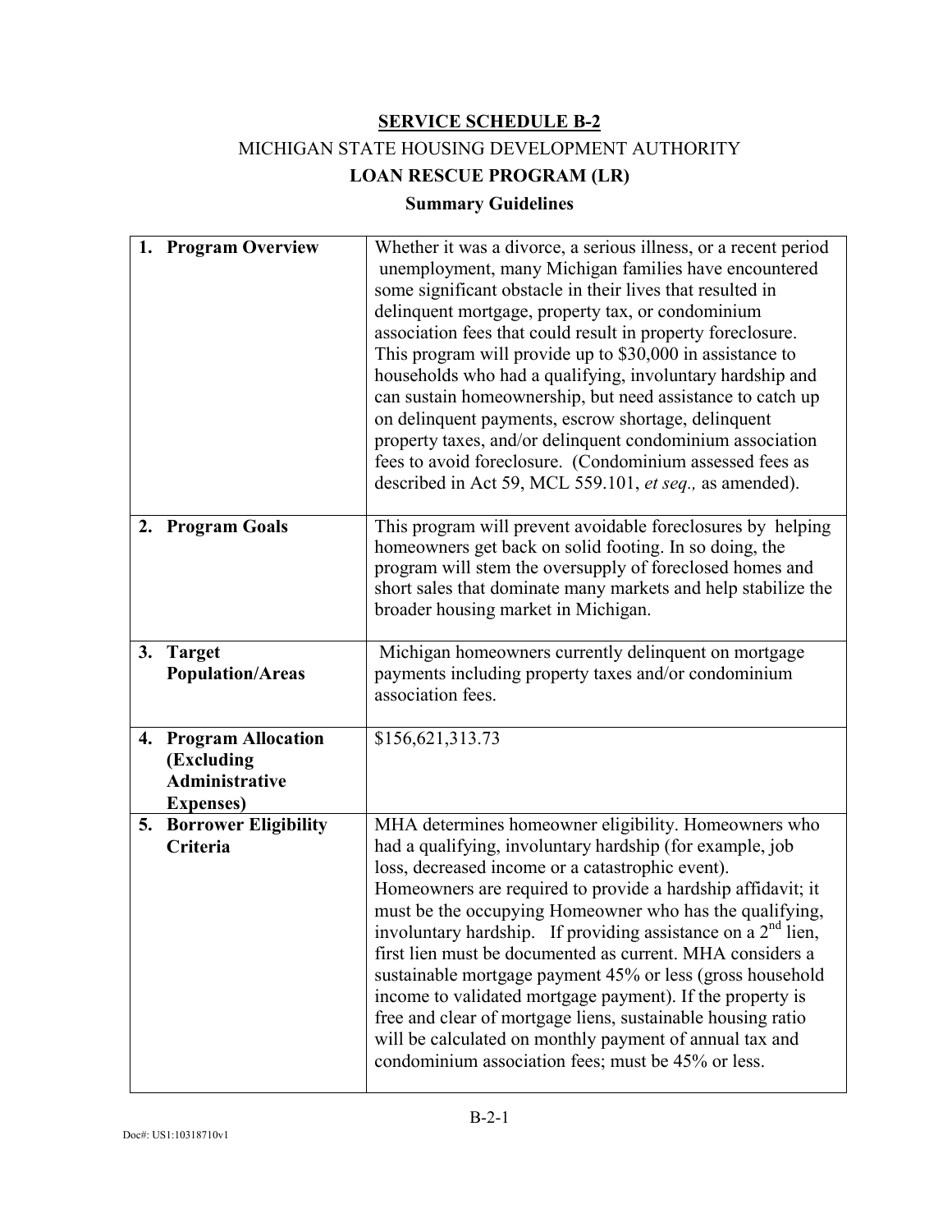# SERVICE SCHEDULE B-2

## MICHIGAN STATE HOUSING DEVELOPMENT AUTHORITY

## LOAN RESCUE PROGRAM (LR)

### Summary Guidelines

| | |
|---|---|
| **1. Program Overview** | Whether it was a divorce, a serious illness, or a recent period unemployment, many Michigan families have encountered some significant obstacle in their lives that resulted in delinquent mortgage, property tax, or condominium association fees that could result in property foreclosure. This program will provide up to $30,000 in assistance to households who had a qualifying, involuntary hardship and can sustain homeownership, but need assistance to catch up on delinquent payments, escrow shortage, delinquent property taxes, and/or delinquent condominium association fees to avoid foreclosure. (Condominium assessed fees as described in Act 59, MCL 559.101, *et seq.,* as amended). |
| **2. Program Goals** | This program will prevent avoidable foreclosures by helping homeowners get back on solid footing. In so doing, the program will stem the oversupply of foreclosed homes and short sales that dominate many markets and help stabilize the broader housing market in Michigan. |
| **3. Target Population/Areas** | Michigan homeowners currently delinquent on mortgage payments including property taxes and/or condominium association fees. |
| **4. Program Allocation (Excluding Administrative Expenses)** | $156,621,313.73 |
| **5. Borrower Eligibility Criteria** | MHA determines homeowner eligibility. Homeowners who had a qualifying, involuntary hardship (for example, job loss, decreased income or a catastrophic event). Homeowners are required to provide a hardship affidavit; it must be the occupying Homeowner who has the qualifying, involuntary hardship. If providing assistance on a 2nd lien, first lien must be documented as current. MHA considers a sustainable mortgage payment 45% or less (gross household income to validated mortgage payment). If the property is free and clear of mortgage liens, sustainable housing ratio will be calculated on monthly payment of annual tax and condominium association fees; must be 45% or less. |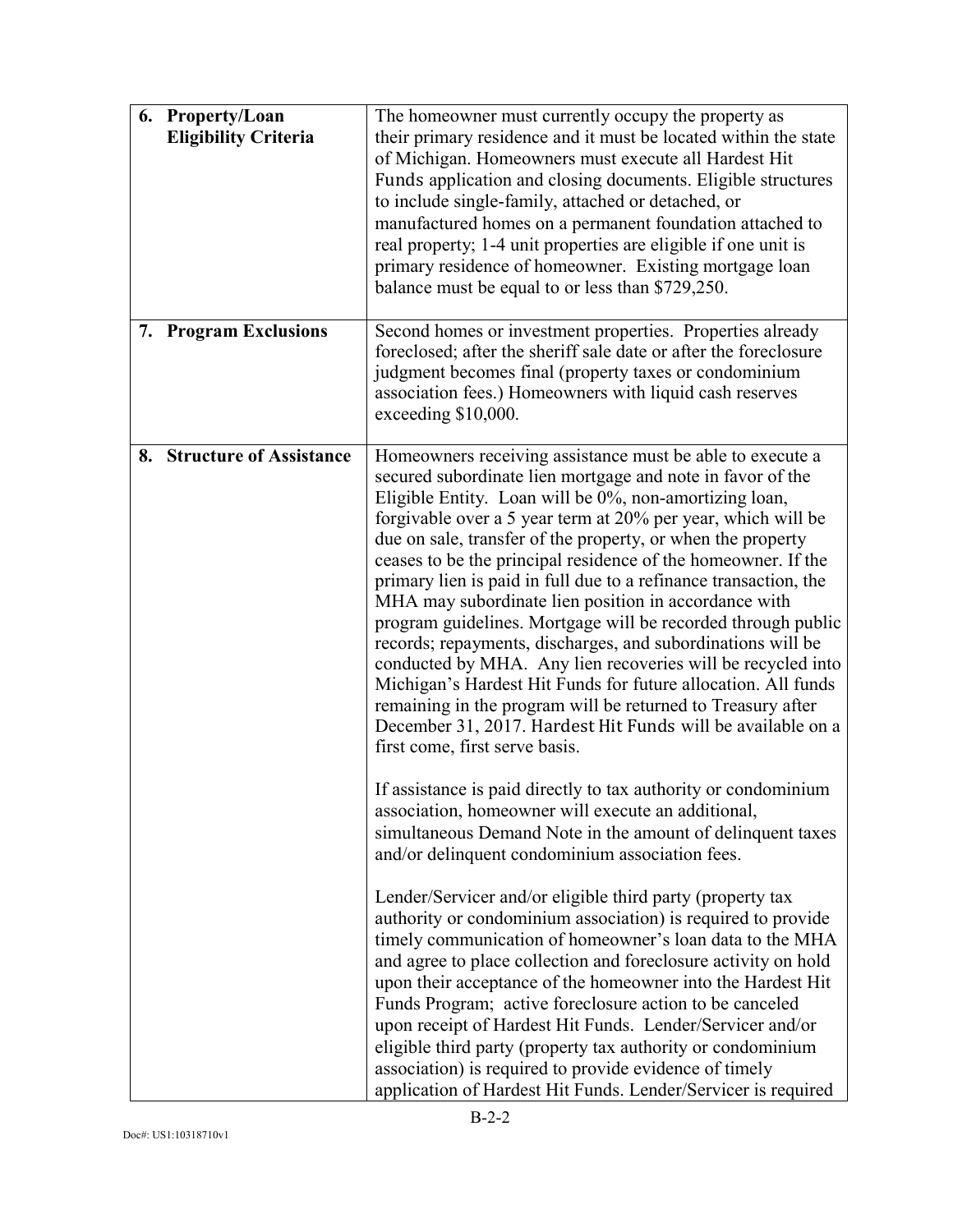| | |
|---|---|
| **6. Property/Loan Eligibility Criteria** | The homeowner must currently occupy the property as their primary residence and it must be located within the state of Michigan. Homeowners must execute all Hardest Hit Funds application and closing documents. Eligible structures to include single-family, attached or detached, or manufactured homes on a permanent foundation attached to real property; 1-4 unit properties are eligible if one unit is primary residence of homeowner. Existing mortgage loan balance must be equal to or less than $729,250. |
| **7. Program Exclusions** | Second homes or investment properties. Properties already foreclosed; after the sheriff sale date or after the foreclosure judgment becomes final (property taxes or condominium association fees.) Homeowners with liquid cash reserves exceeding $10,000. |
| **8. Structure of Assistance** | Homeowners receiving assistance must be able to execute a secured subordinate lien mortgage and note in favor of the Eligible Entity. Loan will be 0%, non-amortizing loan, forgivable over a 5 year term at 20% per year, which will be due on sale, transfer of the property, or when the property ceases to be the principal residence of the homeowner. If the primary lien is paid in full due to a refinance transaction, the MHA may subordinate lien position in accordance with program guidelines. Mortgage will be recorded through public records; repayments, discharges, and subordinations will be conducted by MHA. Any lien recoveries will be recycled into Michigan's Hardest Hit Funds for future allocation. All funds remaining in the program will be returned to Treasury after December 31, 2017. Hardest Hit Funds will be available on a first come, first serve basis.<br><br>If assistance is paid directly to tax authority or condominium association, homeowner will execute an additional, simultaneous Demand Note in the amount of delinquent taxes and/or delinquent condominium association fees.<br><br>Lender/Servicer and/or eligible third party (property tax authority or condominium association) is required to provide timely communication of homeowner's loan data to the MHA and agree to place collection and foreclosure activity on hold upon their acceptance of the homeowner into the Hardest Hit Funds Program; active foreclosure action to be canceled upon receipt of Hardest Hit Funds. Lender/Servicer and/or eligible third party (property tax authority or condominium association) is required to provide evidence of timely application of Hardest Hit Funds. Lender/Servicer is required |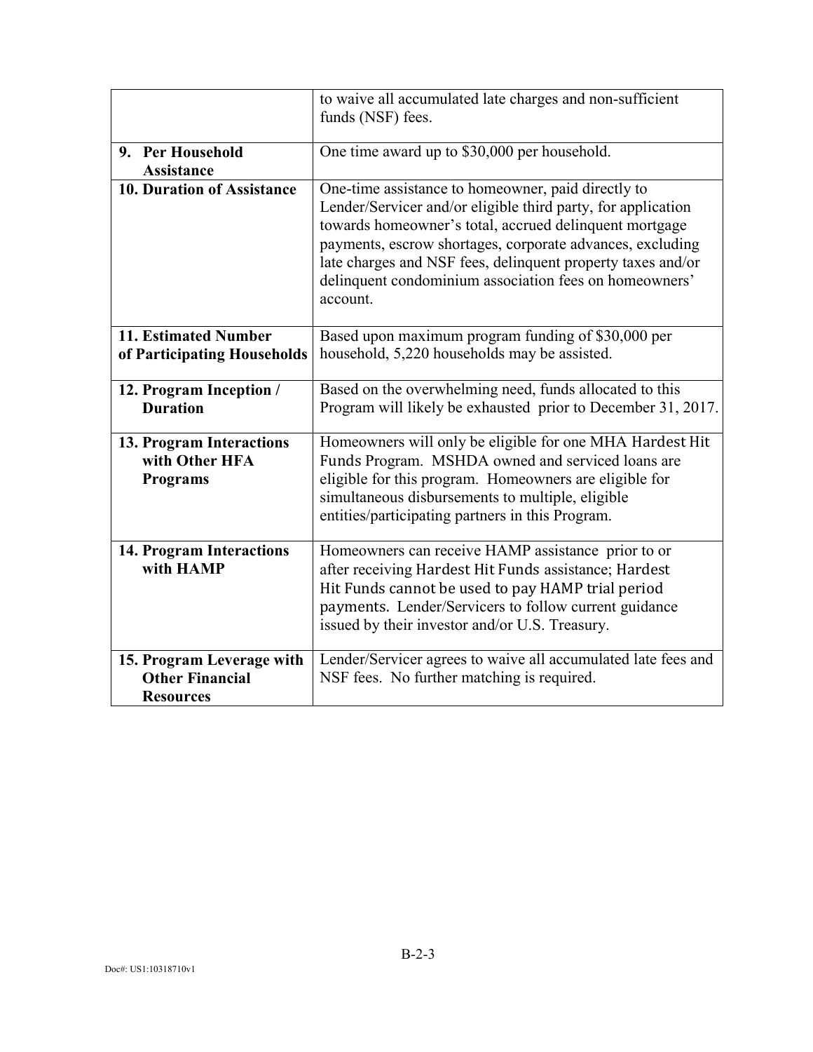| | |
|---|---|
| | to waive all accumulated late charges and non-sufficient funds (NSF) fees. |
| **9. Per Household Assistance** | One time award up to $30,000 per household. |
| **10. Duration of Assistance** | One-time assistance to homeowner, paid directly to Lender/Servicer and/or eligible third party, for application towards homeowner's total, accrued delinquent mortgage payments, escrow shortages, corporate advances, excluding late charges and NSF fees, delinquent property taxes and/or delinquent condominium association fees on homeowners' account. |
| **11. Estimated Number of Participating Households** | Based upon maximum program funding of $30,000 per household, 5,220 households may be assisted. |
| **12. Program Inception / Duration** | Based on the overwhelming need, funds allocated to this Program will likely be exhausted prior to December 31, 2017. |
| **13. Program Interactions with Other HFA Programs** | Homeowners will only be eligible for one MHA Hardest Hit Funds Program. MSHDA owned and serviced loans are eligible for this program. Homeowners are eligible for simultaneous disbursements to multiple, eligible entities/participating partners in this Program. |
| **14. Program Interactions with HAMP** | Homeowners can receive HAMP assistance prior to or after receiving Hardest Hit Funds assistance; Hardest Hit Funds cannot be used to pay HAMP trial period payments. Lender/Servicers to follow current guidance issued by their investor and/or U.S. Treasury. |
| **15. Program Leverage with Other Financial Resources** | Lender/Servicer agrees to waive all accumulated late fees and NSF fees. No further matching is required. |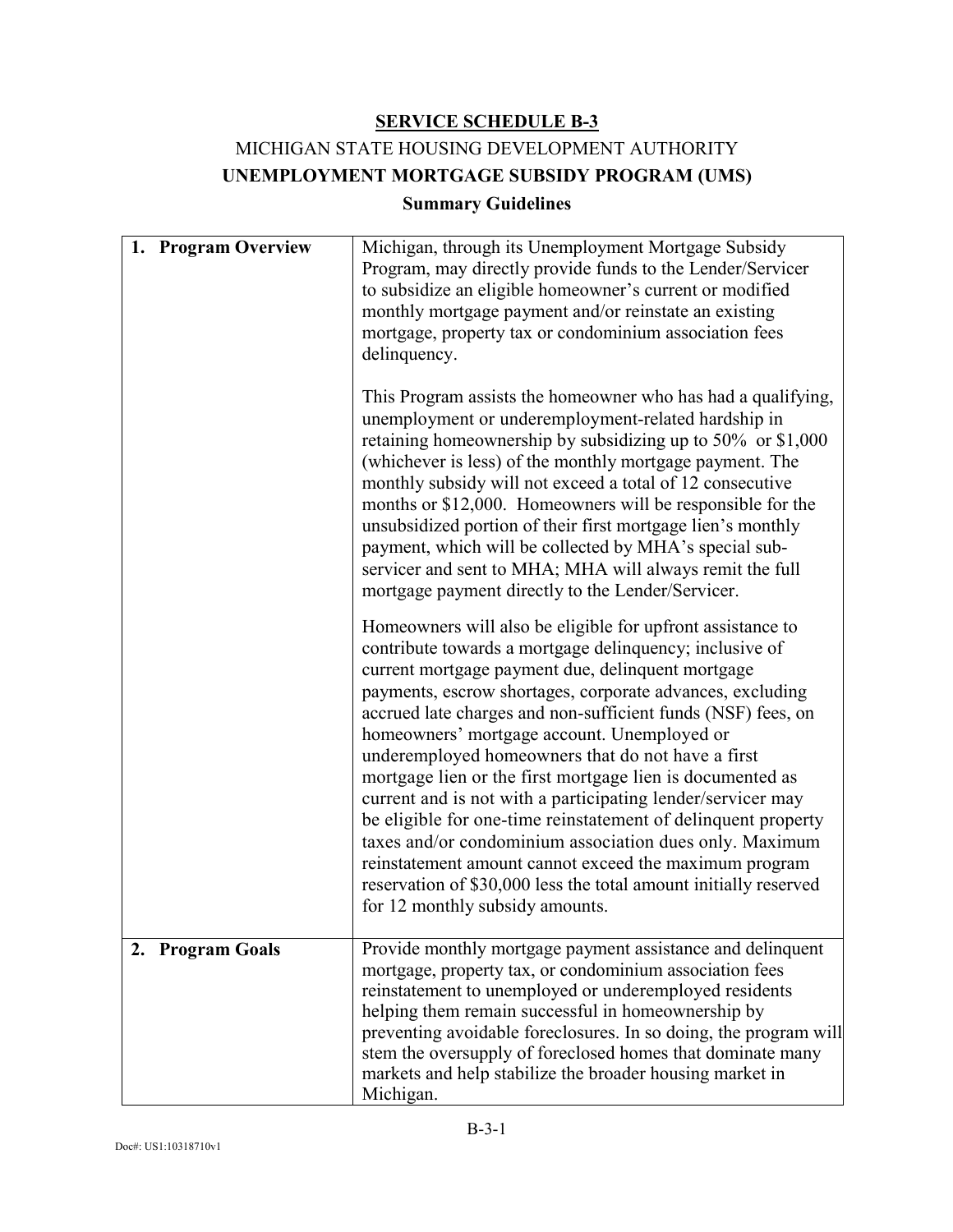## SERVICE SCHEDULE B-3

MICHIGAN STATE HOUSING DEVELOPMENT AUTHORITY

**UNEMPLOYMENT MORTGAGE SUBSIDY PROGRAM (UMS)**

**Summary Guidelines**

| | |
|---|---|
| **1. Program Overview** | Michigan, through its Unemployment Mortgage Subsidy Program, may directly provide funds to the Lender/Servicer to subsidize an eligible homeowner's current or modified monthly mortgage payment and/or reinstate an existing mortgage, property tax or condominium association fees delinquency.<br><br>This Program assists the homeowner who has had a qualifying, unemployment or underemployment-related hardship in retaining homeownership by subsidizing up to 50% or $1,000 (whichever is less) of the monthly mortgage payment. The monthly subsidy will not exceed a total of 12 consecutive months or $12,000. Homeowners will be responsible for the unsubsidized portion of their first mortgage lien's monthly payment, which will be collected by MHA's special sub-servicer and sent to MHA; MHA will always remit the full mortgage payment directly to the Lender/Servicer.<br><br>Homeowners will also be eligible for upfront assistance to contribute towards a mortgage delinquency; inclusive of current mortgage payment due, delinquent mortgage payments, escrow shortages, corporate advances, excluding accrued late charges and non-sufficient funds (NSF) fees, on homeowners' mortgage account. Unemployed or underemployed homeowners that do not have a first mortgage lien or the first mortgage lien is documented as current and is not with a participating lender/servicer may be eligible for one-time reinstatement of delinquent property taxes and/or condominium association dues only. Maximum reinstatement amount cannot exceed the maximum program reservation of $30,000 less the total amount initially reserved for 12 monthly subsidy amounts. |
| **2. Program Goals** | Provide monthly mortgage payment assistance and delinquent mortgage, property tax, or condominium association fees reinstatement to unemployed or underemployed residents helping them remain successful in homeownership by preventing avoidable foreclosures. In so doing, the program will stem the oversupply of foreclosed homes that dominate many markets and help stabilize the broader housing market in Michigan. |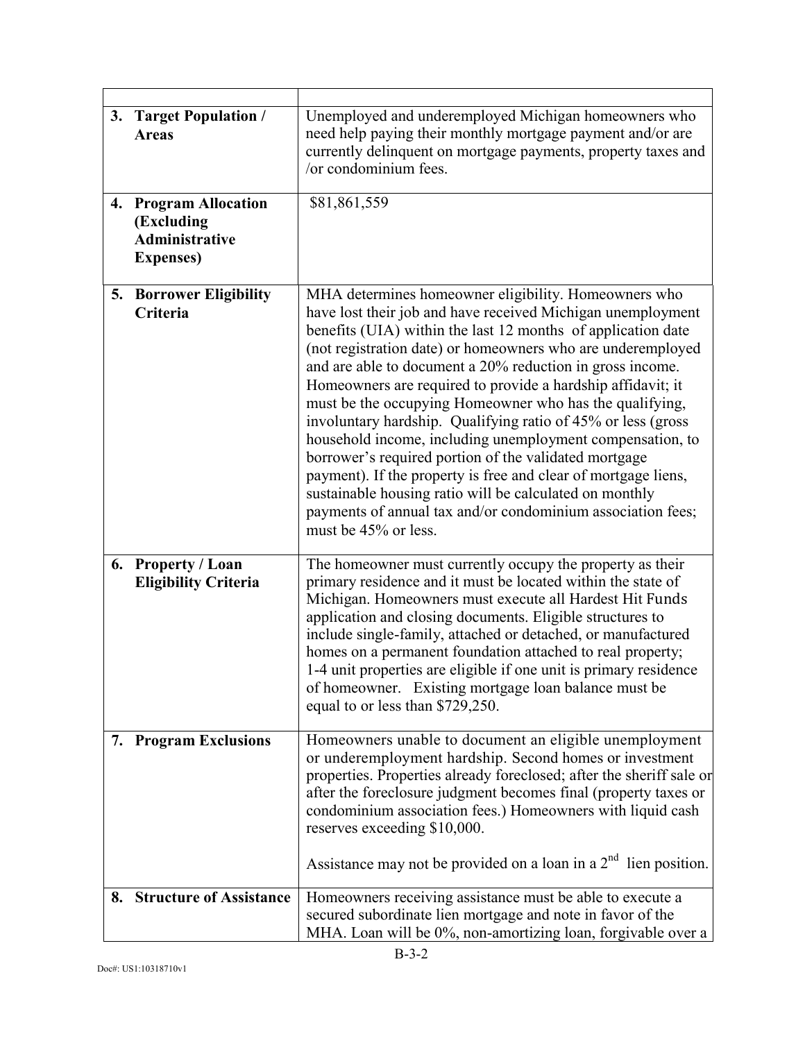| | |
|---|---|
| **3. Target Population / Areas** | Unemployed and underemployed Michigan homeowners who need help paying their monthly mortgage payment and/or are currently delinquent on mortgage payments, property taxes and /or condominium fees. |
| **4. Program Allocation (Excluding Administrative Expenses)** | $81,861,559 |
| **5. Borrower Eligibility Criteria** | MHA determines homeowner eligibility. Homeowners who have lost their job and have received Michigan unemployment benefits (UIA) within the last 12 months of application date (not registration date) or homeowners who are underemployed and are able to document a 20% reduction in gross income. Homeowners are required to provide a hardship affidavit; it must be the occupying Homeowner who has the qualifying, involuntary hardship. Qualifying ratio of 45% or less (gross household income, including unemployment compensation, to borrower's required portion of the validated mortgage payment). If the property is free and clear of mortgage liens, sustainable housing ratio will be calculated on monthly payments of annual tax and/or condominium association fees; must be 45% or less. |
| **6. Property / Loan Eligibility Criteria** | The homeowner must currently occupy the property as their primary residence and it must be located within the state of Michigan. Homeowners must execute all Hardest Hit Funds application and closing documents. Eligible structures to include single-family, attached or detached, or manufactured homes on a permanent foundation attached to real property; 1-4 unit properties are eligible if one unit is primary residence of homeowner. Existing mortgage loan balance must be equal to or less than $729,250. |
| **7. Program Exclusions** | Homeowners unable to document an eligible unemployment or underemployment hardship. Second homes or investment properties. Properties already foreclosed; after the sheriff sale or after the foreclosure judgment becomes final (property taxes or condominium association fees.) Homeowners with liquid cash reserves exceeding $10,000.<br><br>Assistance may not be provided on a loan in a 2nd lien position. |
| **8. Structure of Assistance** | Homeowners receiving assistance must be able to execute a secured subordinate lien mortgage and note in favor of the MHA. Loan will be 0%, non-amortizing loan, forgivable over a |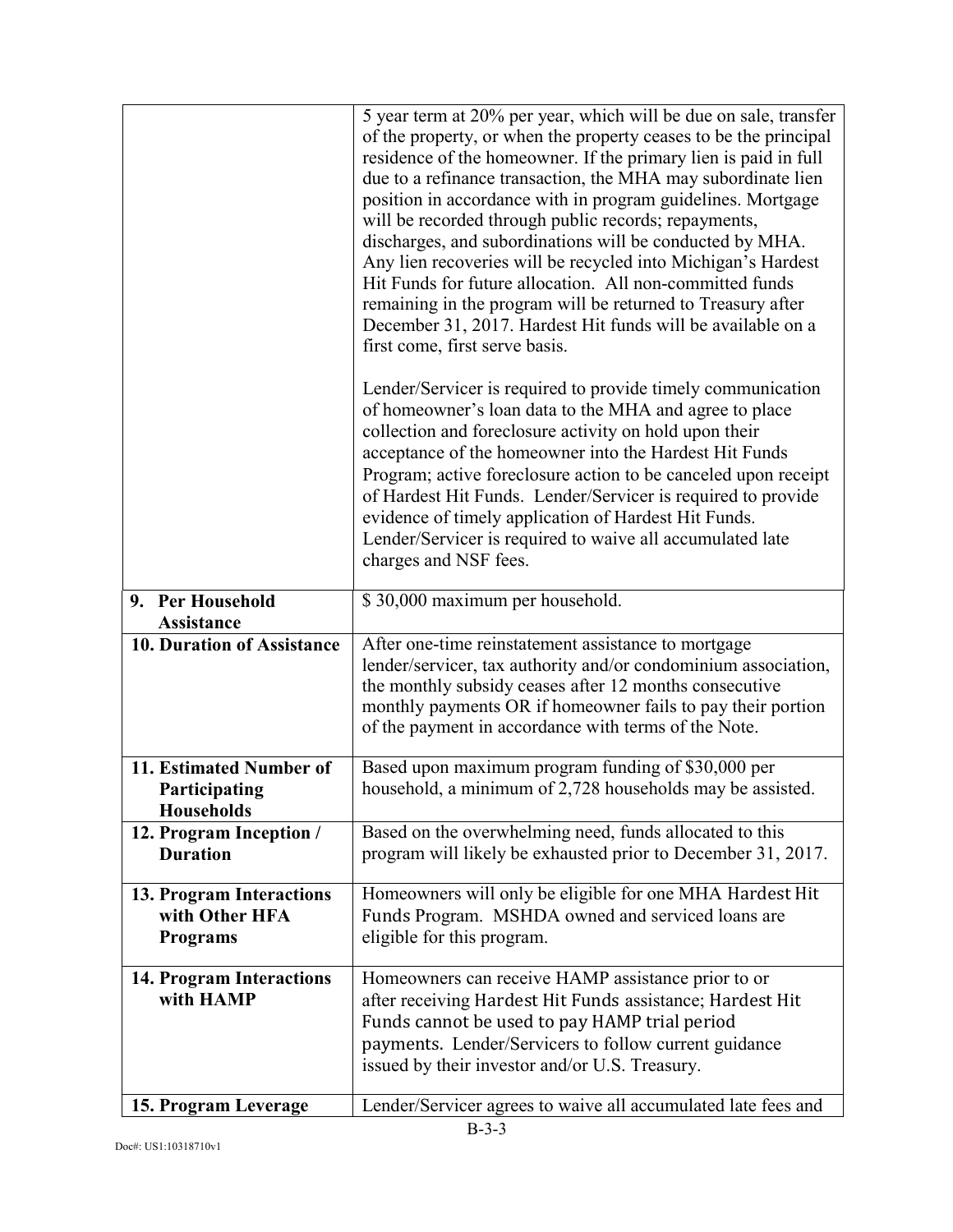| | |
|---|---|
| | 5 year term at 20% per year, which will be due on sale, transfer of the property, or when the property ceases to be the principal residence of the homeowner. If the primary lien is paid in full due to a refinance transaction, the MHA may subordinate lien position in accordance with in program guidelines. Mortgage will be recorded through public records; repayments, discharges, and subordinations will be conducted by MHA. Any lien recoveries will be recycled into Michigan's Hardest Hit Funds for future allocation. All non-committed funds remaining in the program will be returned to Treasury after December 31, 2017. Hardest Hit funds will be available on a first come, first serve basis.<br><br>Lender/Servicer is required to provide timely communication of homeowner's loan data to the MHA and agree to place collection and foreclosure activity on hold upon their acceptance of the homeowner into the Hardest Hit Funds Program; active foreclosure action to be canceled upon receipt of Hardest Hit Funds. Lender/Servicer is required to provide evidence of timely application of Hardest Hit Funds. Lender/Servicer is required to waive all accumulated late charges and NSF fees. |
| **9. Per Household Assistance** | $ 30,000 maximum per household. |
| **10. Duration of Assistance** | After one-time reinstatement assistance to mortgage lender/servicer, tax authority and/or condominium association, the monthly subsidy ceases after 12 months consecutive monthly payments OR if homeowner fails to pay their portion of the payment in accordance with terms of the Note. |
| **11. Estimated Number of Participating Households** | Based upon maximum program funding of $30,000 per household, a minimum of 2,728 households may be assisted. |
| **12. Program Inception / Duration** | Based on the overwhelming need, funds allocated to this program will likely be exhausted prior to December 31, 2017. |
| **13. Program Interactions with Other HFA Programs** | Homeowners will only be eligible for one MHA Hardest Hit Funds Program. MSHDA owned and serviced loans are eligible for this program. |
| **14. Program Interactions with HAMP** | Homeowners can receive HAMP assistance prior to or after receiving Hardest Hit Funds assistance; Hardest Hit Funds cannot be used to pay HAMP trial period payments. Lender/Servicers to follow current guidance issued by their investor and/or U.S. Treasury. |
| **15. Program Leverage** | Lender/Servicer agrees to waive all accumulated late fees and |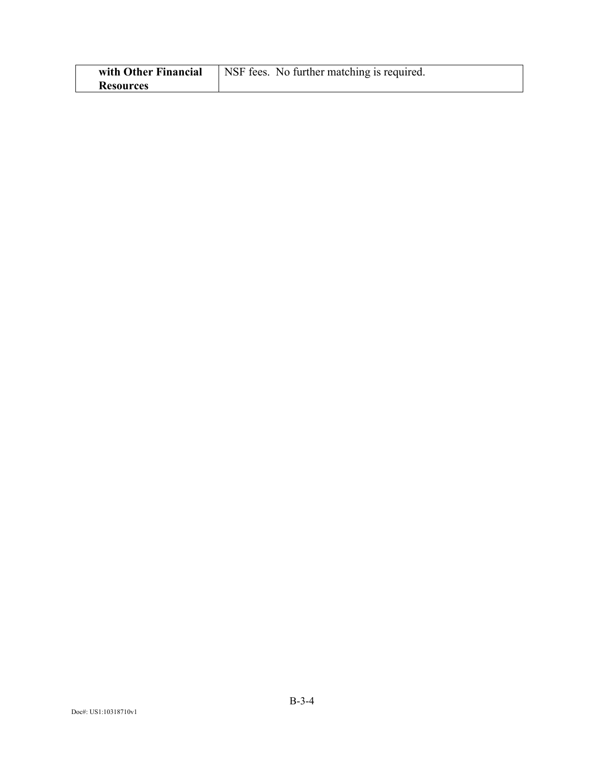| | |
|---|---|
| **with Other Financial Resources** | NSF fees. No further matching is required. |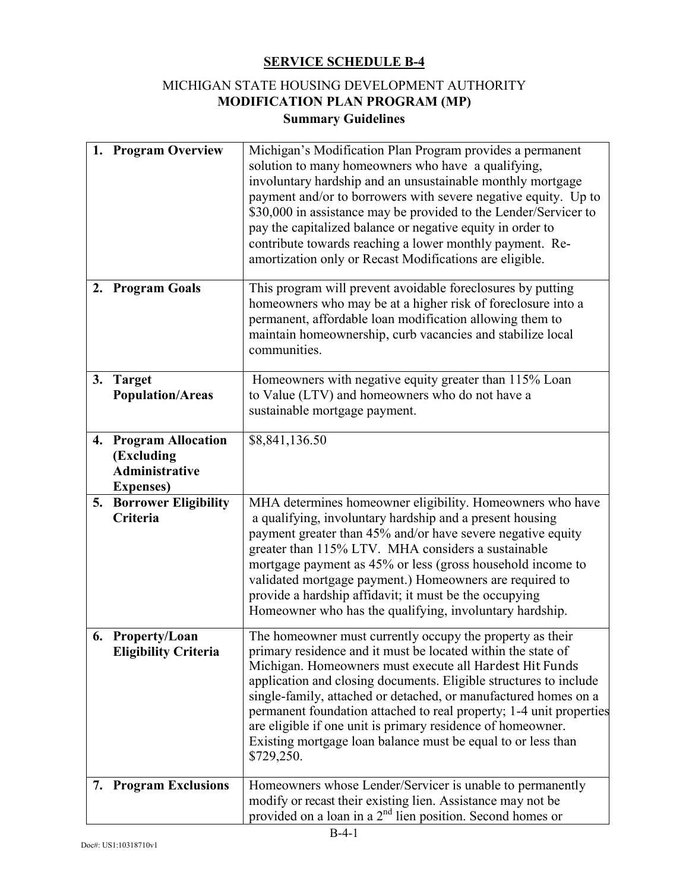**SERVICE SCHEDULE B-4**

MICHIGAN STATE HOUSING DEVELOPMENT AUTHORITY
**MODIFICATION PLAN PROGRAM (MP)**
**Summary Guidelines**

| | |
|---|---|
| **1. Program Overview** | Michigan's Modification Plan Program provides a permanent solution to many homeowners who have a qualifying, involuntary hardship and an unsustainable monthly mortgage payment and/or to borrowers with severe negative equity. Up to \$30,000 in assistance may be provided to the Lender/Servicer to pay the capitalized balance or negative equity in order to contribute towards reaching a lower monthly payment. Re-amortization only or Recast Modifications are eligible. |
| **2. Program Goals** | This program will prevent avoidable foreclosures by putting homeowners who may be at a higher risk of foreclosure into a permanent, affordable loan modification allowing them to maintain homeownership, curb vacancies and stabilize local communities. |
| **3. Target Population/Areas** | Homeowners with negative equity greater than 115% Loan to Value (LTV) and homeowners who do not have a sustainable mortgage payment. |
| **4. Program Allocation (Excluding Administrative Expenses)** | \$8,841,136.50 |
| **5. Borrower Eligibility Criteria** | MHA determines homeowner eligibility. Homeowners who have a qualifying, involuntary hardship and a present housing payment greater than 45% and/or have severe negative equity greater than 115% LTV. MHA considers a sustainable mortgage payment as 45% or less (gross household income to validated mortgage payment.) Homeowners are required to provide a hardship affidavit; it must be the occupying Homeowner who has the qualifying, involuntary hardship. |
| **6. Property/Loan Eligibility Criteria** | The homeowner must currently occupy the property as their primary residence and it must be located within the state of Michigan. Homeowners must execute all Hardest Hit Funds application and closing documents. Eligible structures to include single-family, attached or detached, or manufactured homes on a permanent foundation attached to real property; 1-4 unit properties are eligible if one unit is primary residence of homeowner. Existing mortgage loan balance must be equal to or less than \$729,250. |
| **7. Program Exclusions** | Homeowners whose Lender/Servicer is unable to permanently modify or recast their existing lien. Assistance may not be provided on a loan in a 2nd lien position. Second homes or |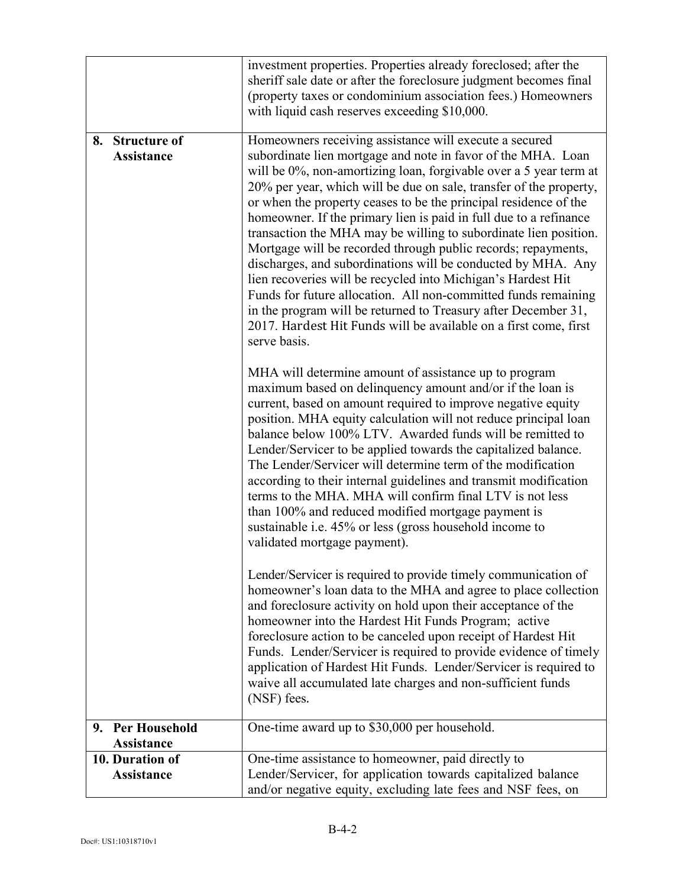| | |
|---|---|
| | investment properties. Properties already foreclosed; after the sheriff sale date or after the foreclosure judgment becomes final (property taxes or condominium association fees.) Homeowners with liquid cash reserves exceeding $10,000. |
| **8. Structure of Assistance** | Homeowners receiving assistance will execute a secured subordinate lien mortgage and note in favor of the MHA. Loan will be 0%, non-amortizing loan, forgivable over a 5 year term at 20% per year, which will be due on sale, transfer of the property, or when the property ceases to be the principal residence of the homeowner. If the primary lien is paid in full due to a refinance transaction the MHA may be willing to subordinate lien position. Mortgage will be recorded through public records; repayments, discharges, and subordinations will be conducted by MHA. Any lien recoveries will be recycled into Michigan's Hardest Hit Funds for future allocation. All non-committed funds remaining in the program will be returned to Treasury after December 31, 2017. Hardest Hit Funds will be available on a first come, first serve basis.<br><br>MHA will determine amount of assistance up to program maximum based on delinquency amount and/or if the loan is current, based on amount required to improve negative equity position. MHA equity calculation will not reduce principal loan balance below 100% LTV. Awarded funds will be remitted to Lender/Servicer to be applied towards the capitalized balance. The Lender/Servicer will determine term of the modification according to their internal guidelines and transmit modification terms to the MHA. MHA will confirm final LTV is not less than 100% and reduced modified mortgage payment is sustainable i.e. 45% or less (gross household income to validated mortgage payment).<br><br>Lender/Servicer is required to provide timely communication of homeowner's loan data to the MHA and agree to place collection and foreclosure activity on hold upon their acceptance of the homeowner into the Hardest Hit Funds Program; active foreclosure action to be canceled upon receipt of Hardest Hit Funds. Lender/Servicer is required to provide evidence of timely application of Hardest Hit Funds. Lender/Servicer is required to waive all accumulated late charges and non-sufficient funds (NSF) fees. |
| **9. Per Household Assistance** | One-time award up to $30,000 per household. |
| **10. Duration of Assistance** | One-time assistance to homeowner, paid directly to Lender/Servicer, for application towards capitalized balance and/or negative equity, excluding late fees and NSF fees, on |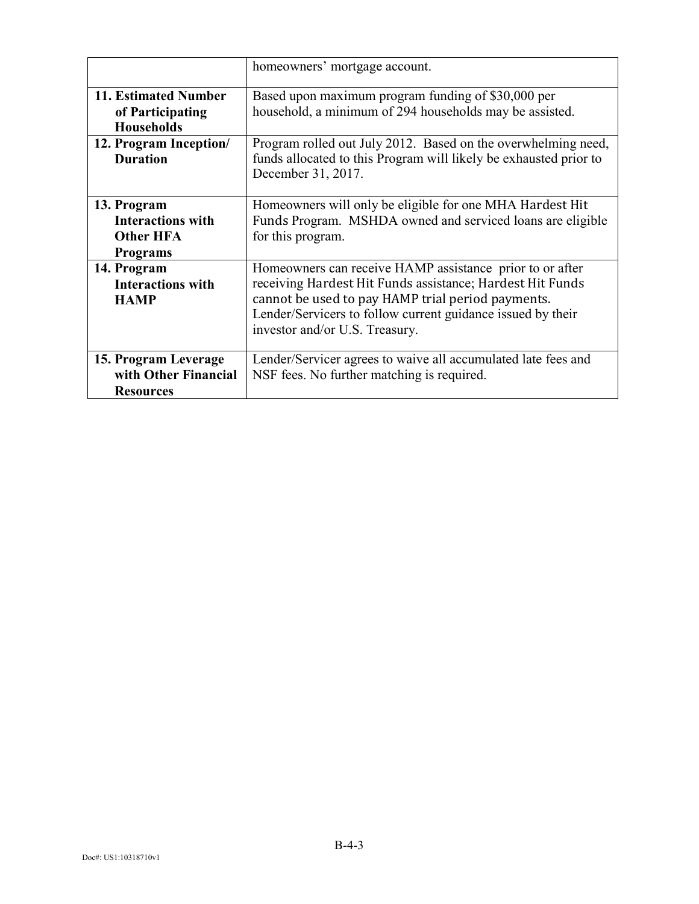| | |
|---|---|
| | homeowners' mortgage account. |
| **11. Estimated Number of Participating Households** | Based upon maximum program funding of $30,000 per household, a minimum of 294 households may be assisted. |
| **12. Program Inception/ Duration** | Program rolled out July 2012. Based on the overwhelming need, funds allocated to this Program will likely be exhausted prior to December 31, 2017. |
| **13. Program Interactions with Other HFA Programs** | Homeowners will only be eligible for one MHA Hardest Hit Funds Program. MSHDA owned and serviced loans are eligible for this program. |
| **14. Program Interactions with HAMP** | Homeowners can receive HAMP assistance prior to or after receiving Hardest Hit Funds assistance; Hardest Hit Funds cannot be used to pay HAMP trial period payments. Lender/Servicers to follow current guidance issued by their investor and/or U.S. Treasury. |
| **15. Program Leverage with Other Financial Resources** | Lender/Servicer agrees to waive all accumulated late fees and NSF fees. No further matching is required. |

Doc#: US1:10318710v1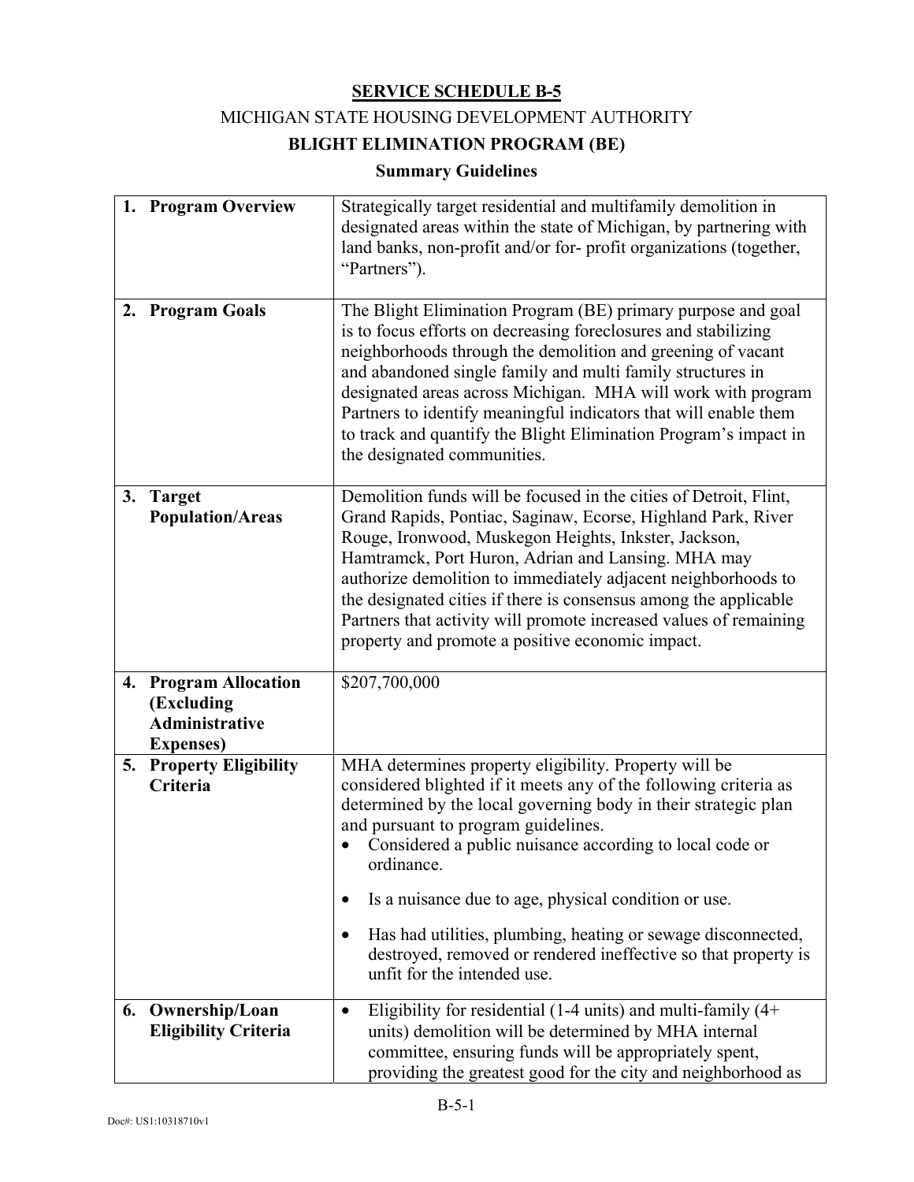# SERVICE SCHEDULE B-5

## MICHIGAN STATE HOUSING DEVELOPMENT AUTHORITY

## BLIGHT ELIMINATION PROGRAM (BE)

### Summary Guidelines

| | |
|---|---|
| **1. Program Overview** | Strategically target residential and multifamily demolition in designated areas within the state of Michigan, by partnering with land banks, non-profit and/or for- profit organizations (together, "Partners"). |
| **2. Program Goals** | The Blight Elimination Program (BE) primary purpose and goal is to focus efforts on decreasing foreclosures and stabilizing neighborhoods through the demolition and greening of vacant and abandoned single family and multi family structures in designated areas across Michigan. MHA will work with program Partners to identify meaningful indicators that will enable them to track and quantify the Blight Elimination Program's impact in the designated communities. |
| **3. Target Population/Areas** | Demolition funds will be focused in the cities of Detroit, Flint, Grand Rapids, Pontiac, Saginaw, Ecorse, Highland Park, River Rouge, Ironwood, Muskegon Heights, Inkster, Jackson, Hamtramck, Port Huron, Adrian and Lansing. MHA may authorize demolition to immediately adjacent neighborhoods to the designated cities if there is consensus among the applicable Partners that activity will promote increased values of remaining property and promote a positive economic impact. |
| **4. Program Allocation (Excluding Administrative Expenses)** | $207,700,000 |
| **5. Property Eligibility Criteria** | MHA determines property eligibility. Property will be considered blighted if it meets any of the following criteria as determined by the local governing body in their strategic plan and pursuant to program guidelines.<br>• Considered a public nuisance according to local code or ordinance.<br>• Is a nuisance due to age, physical condition or use.<br>• Has had utilities, plumbing, heating or sewage disconnected, destroyed, removed or rendered ineffective so that property is unfit for the intended use. |
| **6. Ownership/Loan Eligibility Criteria** | • Eligibility for residential (1-4 units) and multi-family (4+ units) demolition will be determined by MHA internal committee, ensuring funds will be appropriately spent, providing the greatest good for the city and neighborhood as |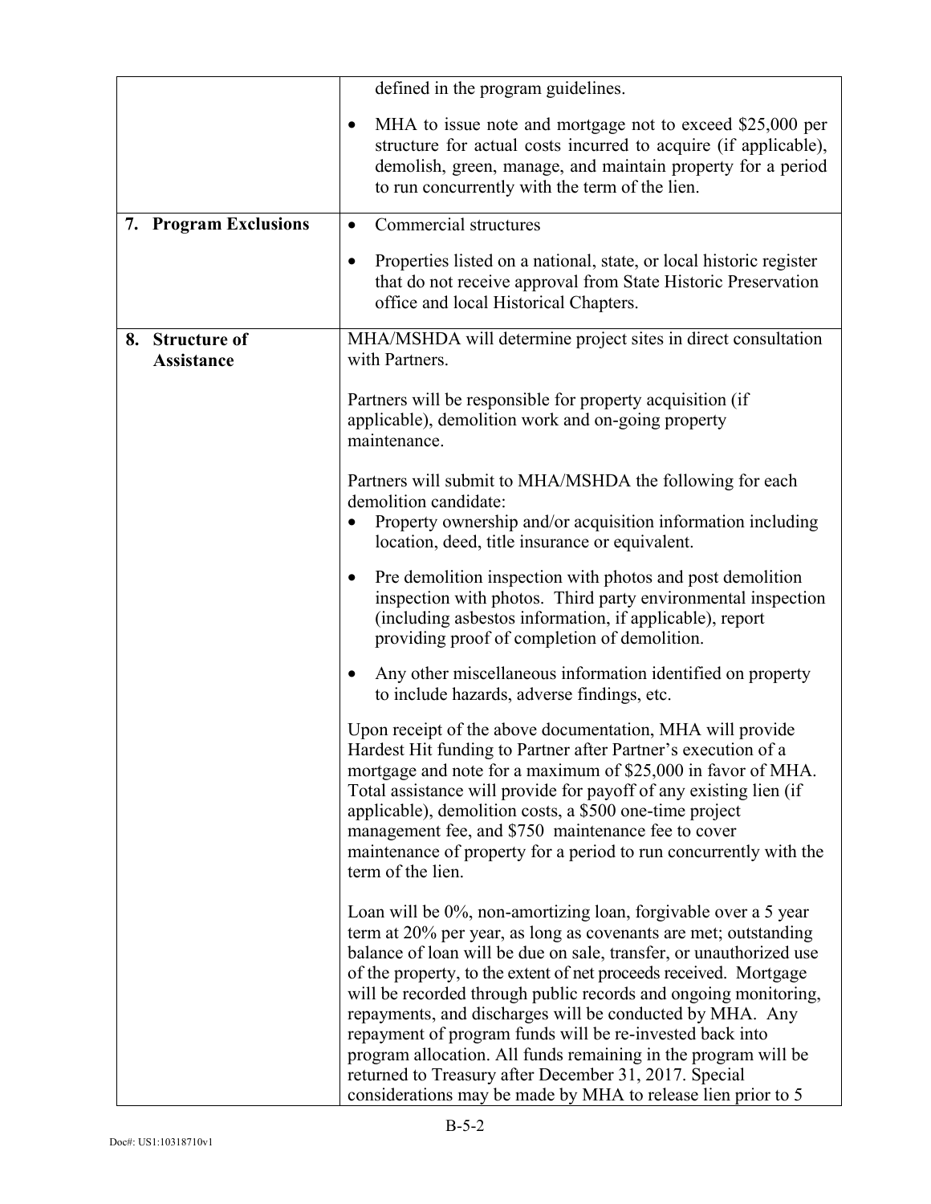| | |
|---|---|
| | defined in the program guidelines.<br><br>• MHA to issue note and mortgage not to exceed $25,000 per structure for actual costs incurred to acquire (if applicable), demolish, green, manage, and maintain property for a period to run concurrently with the term of the lien. |
| **7. Program Exclusions** | • Commercial structures<br><br>• Properties listed on a national, state, or local historic register that do not receive approval from State Historic Preservation office and local Historical Chapters. |
| **8. Structure of Assistance** | MHA/MSHDA will determine project sites in direct consultation with Partners.<br><br>Partners will be responsible for property acquisition (if applicable), demolition work and on-going property maintenance.<br><br>Partners will submit to MHA/MSHDA the following for each demolition candidate:<br>• Property ownership and/or acquisition information including location, deed, title insurance or equivalent.<br><br>• Pre demolition inspection with photos and post demolition inspection with photos. Third party environmental inspection (including asbestos information, if applicable), report providing proof of completion of demolition.<br><br>• Any other miscellaneous information identified on property to include hazards, adverse findings, etc.<br><br>Upon receipt of the above documentation, MHA will provide Hardest Hit funding to Partner after Partner's execution of a mortgage and note for a maximum of $25,000 in favor of MHA. Total assistance will provide for payoff of any existing lien (if applicable), demolition costs, a $500 one-time project management fee, and $750 maintenance fee to cover maintenance of property for a period to run concurrently with the term of the lien.<br><br>Loan will be 0%, non-amortizing loan, forgivable over a 5 year term at 20% per year, as long as covenants are met; outstanding balance of loan will be due on sale, transfer, or unauthorized use of the property, to the extent of net proceeds received. Mortgage will be recorded through public records and ongoing monitoring, repayments, and discharges will be conducted by MHA. Any repayment of program funds will be re-invested back into program allocation. All funds remaining in the program will be returned to Treasury after December 31, 2017. Special considerations may be made by MHA to release lien prior to 5 |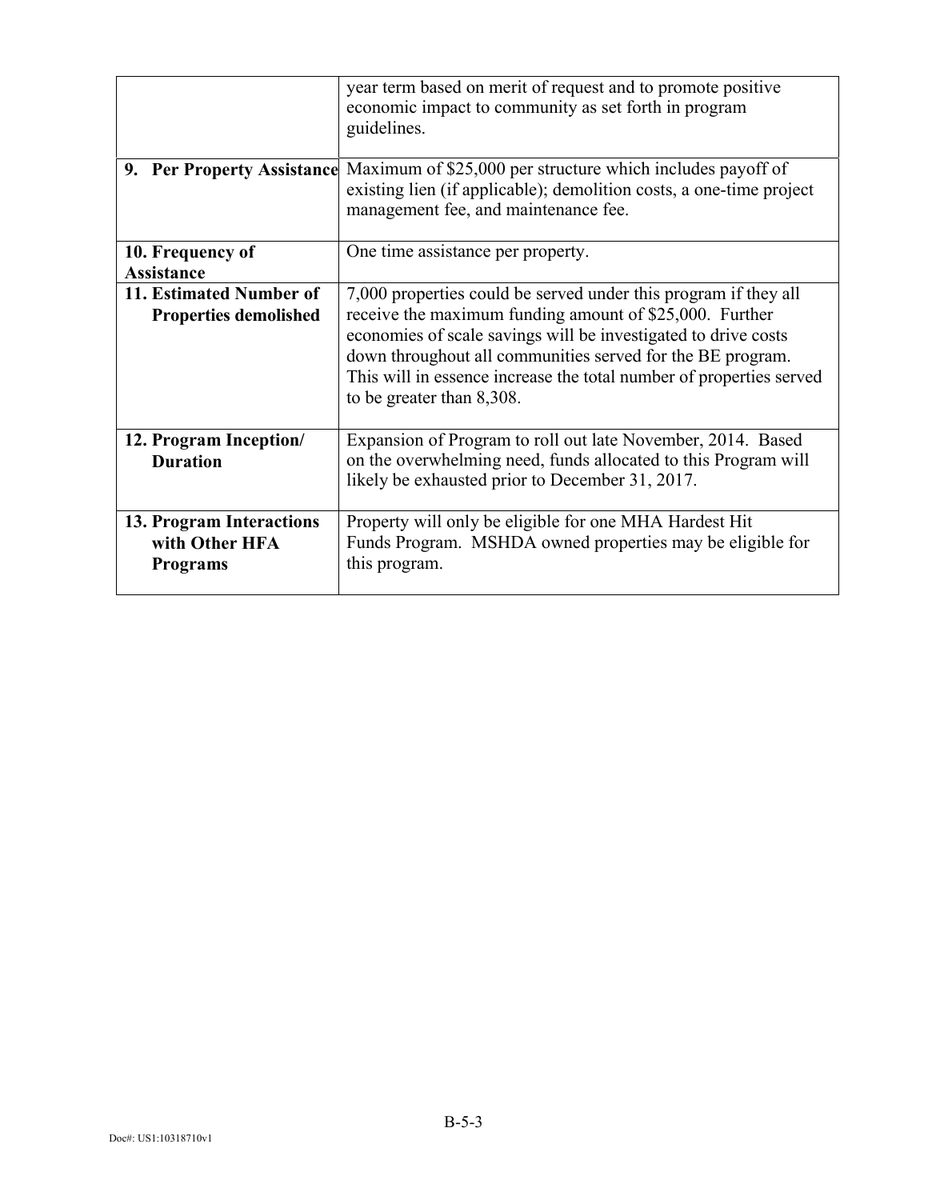| | |
|---|---|
| | year term based on merit of request and to promote positive economic impact to community as set forth in program guidelines. |
| **9. Per Property Assistance** | Maximum of $25,000 per structure which includes payoff of existing lien (if applicable); demolition costs, a one-time project management fee, and maintenance fee. |
| **10. Frequency of Assistance** | One time assistance per property. |
| **11. Estimated Number of Properties demolished** | 7,000 properties could be served under this program if they all receive the maximum funding amount of $25,000. Further economies of scale savings will be investigated to drive costs down throughout all communities served for the BE program. This will in essence increase the total number of properties served to be greater than 8,308. |
| **12. Program Inception/ Duration** | Expansion of Program to roll out late November, 2014. Based on the overwhelming need, funds allocated to this Program will likely be exhausted prior to December 31, 2017. |
| **13. Program Interactions with Other HFA Programs** | Property will only be eligible for one MHA Hardest Hit Funds Program. MSHDA owned properties may be eligible for this program. |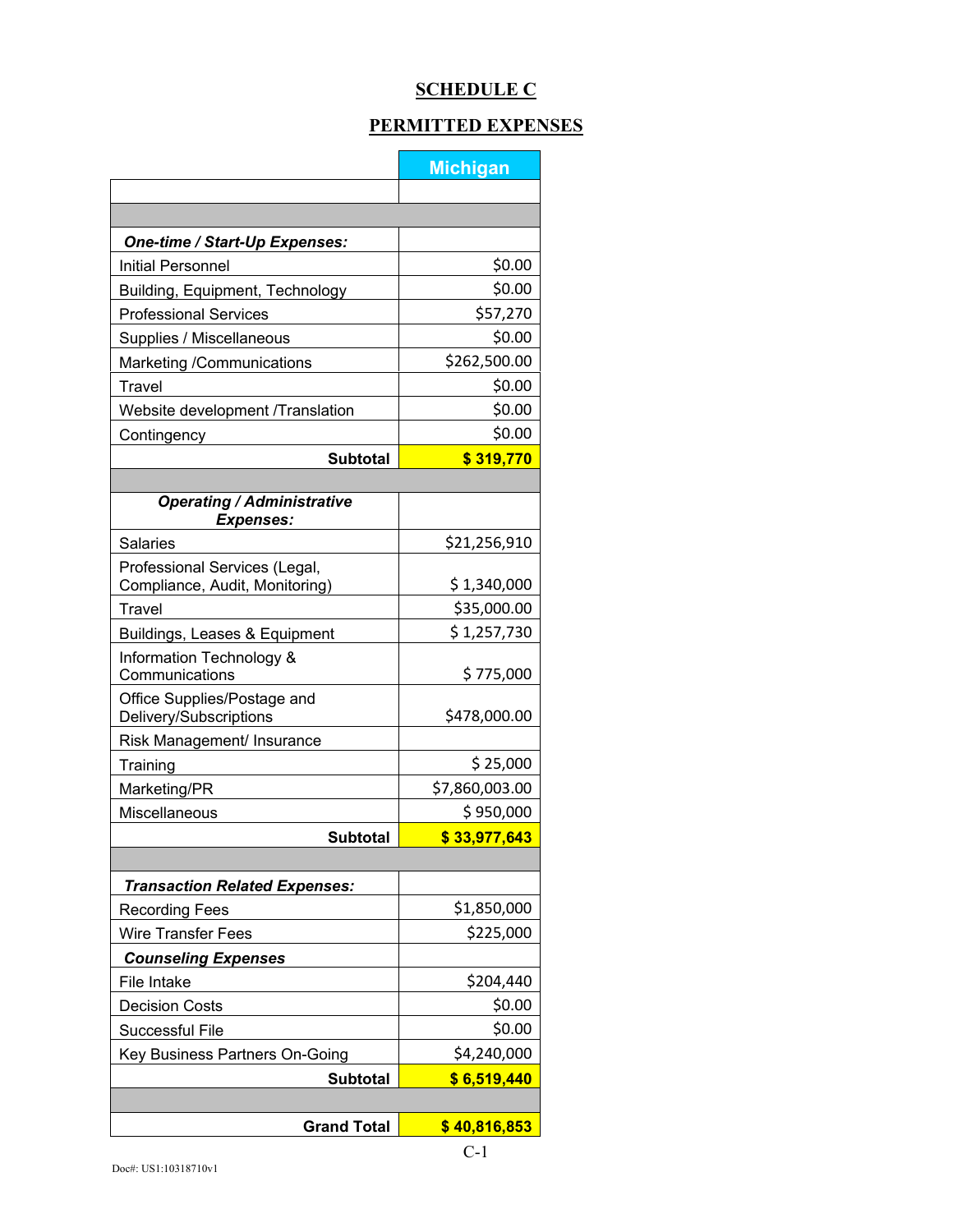# SCHEDULE C

## PERMITTED EXPENSES

| | Michigan |
|---|---|
| | |
| | |
| ***One-time / Start-Up Expenses:*** | |
| Initial Personnel | $0.00 |
| Building, Equipment, Technology | $0.00 |
| Professional Services | $57,270 |
| Supplies / Miscellaneous | $0.00 |
| Marketing /Communications | $262,500.00 |
| Travel | $0.00 |
| Website development /Translation | $0.00 |
| Contingency | $0.00 |
| **Subtotal** | **$ 319,770** |
| | |
| ***Operating / Administrative Expenses:*** | |
| Salaries | $21,256,910 |
| Professional Services (Legal, Compliance, Audit, Monitoring) | $ 1,340,000 |
| Travel | $35,000.00 |
| Buildings, Leases & Equipment | $ 1,257,730 |
| Information Technology & Communications | $ 775,000 |
| Office Supplies/Postage and Delivery/Subscriptions | $478,000.00 |
| Risk Management/ Insurance | |
| Training | $ 25,000 |
| Marketing/PR | $7,860,003.00 |
| Miscellaneous | $ 950,000 |
| **Subtotal** | **$ 33,977,643** |
| | |
| ***Transaction Related Expenses:*** | |
| Recording Fees | $1,850,000 |
| Wire Transfer Fees | $225,000 |
| ***Counseling Expenses*** | |
| File Intake | $204,440 |
| Decision Costs | $0.00 |
| Successful File | $0.00 |
| Key Business Partners On-Going | $4,240,000 |
| **Subtotal** | **$ 6,519,440** |
| | |
| **Grand Total** | **$ 40,816,853** |

C-1

Doc#: US1:10318710v1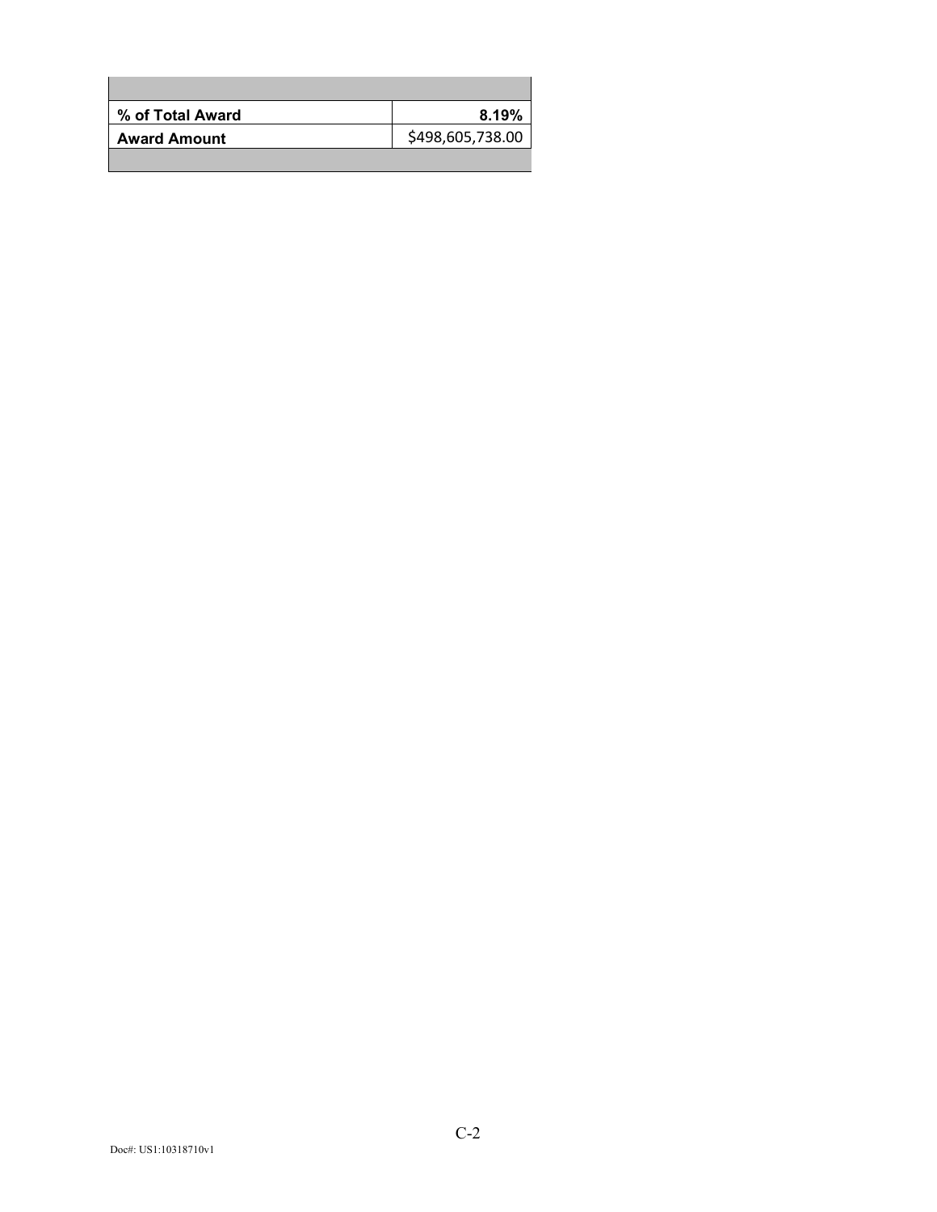| | |
|---|---|
| **% of Total Award** | **8.19%** |
| **Award Amount** | $498,605,738.00 |
| | |